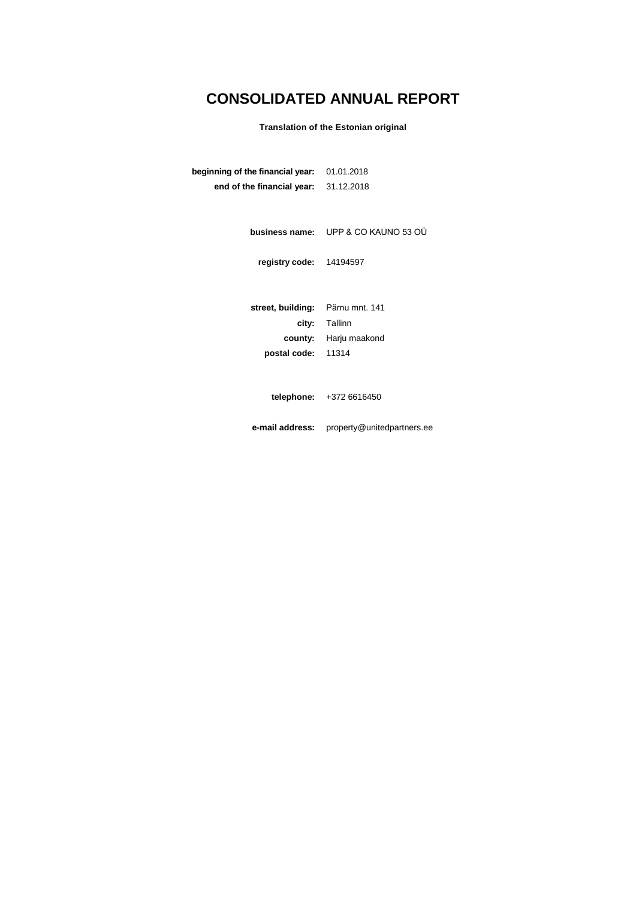# CONSOLIDATED ANNUAL REPORT

**Translation of the Estonian original**

| | |
|---|---|
| **beginning of the financial year:** | 01.01.2018 |
| **end of the financial year:** | 31.12.2018 |
| | |
| **business name:** | UPP & CO KAUNO 53 OÜ |
| | |
| **registry code:** | 14194597 |
| | |
| **street, building:** | Pärnu mnt. 141 |
| **city:** | Tallinn |
| **county:** | Harju maakond |
| **postal code:** | 11314 |
| | |
| **telephone:** | +372 6616450 |
| | |
| **e-mail address:** | property@unitedpartners.ee |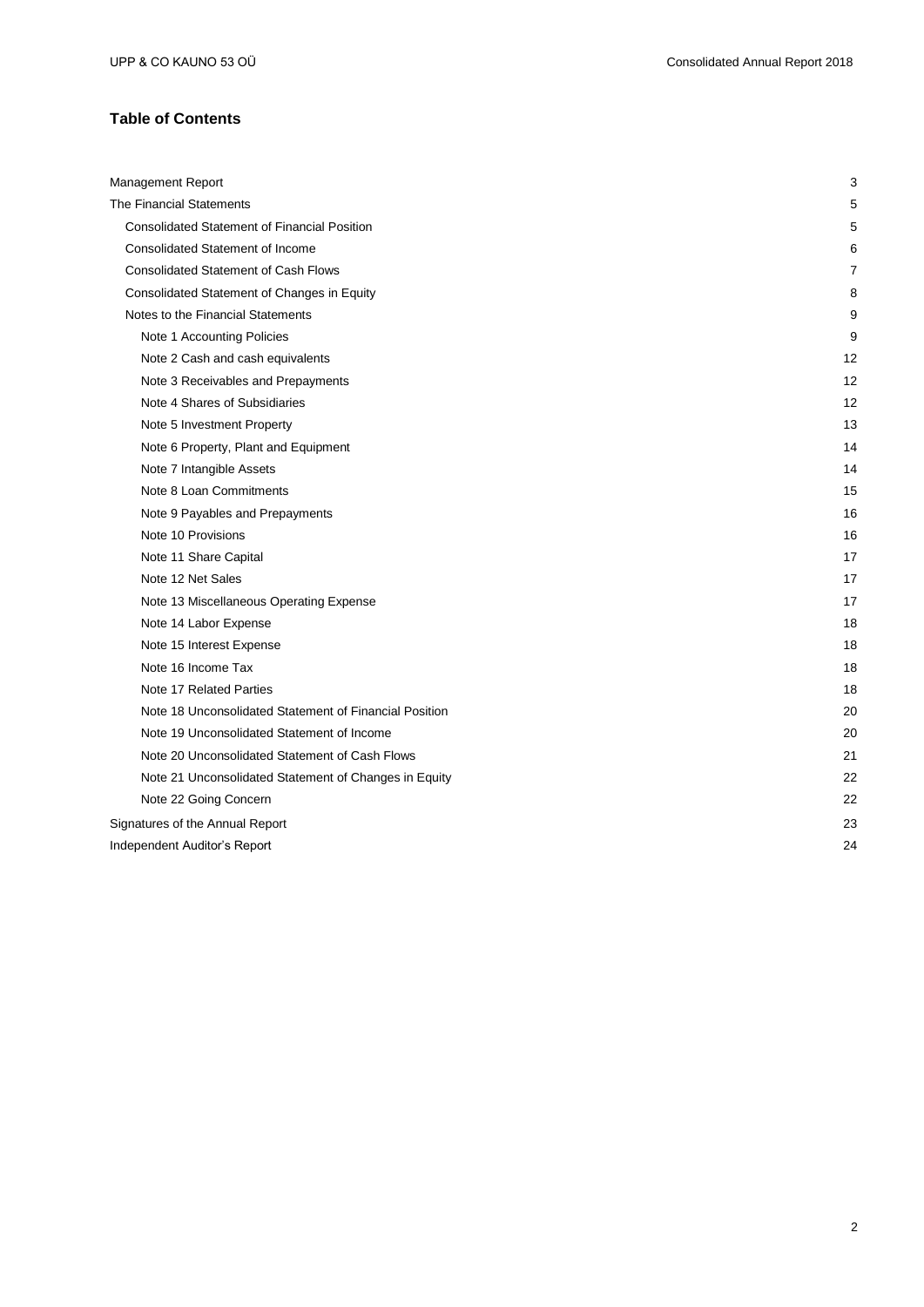## Table of Contents

| | |
|---|---|
| Management Report | 3 |
| The Financial Statements | 5 |
| Consolidated Statement of Financial Position | 5 |
| Consolidated Statement of Income | 6 |
| Consolidated Statement of Cash Flows | 7 |
| Consolidated Statement of Changes in Equity | 8 |
| Notes to the Financial Statements | 9 |
| Note 1 Accounting Policies | 9 |
| Note 2 Cash and cash equivalents | 12 |
| Note 3 Receivables and Prepayments | 12 |
| Note 4 Shares of Subsidiaries | 12 |
| Note 5 Investment Property | 13 |
| Note 6 Property, Plant and Equipment | 14 |
| Note 7 Intangible Assets | 14 |
| Note 8 Loan Commitments | 15 |
| Note 9 Payables and Prepayments | 16 |
| Note 10 Provisions | 16 |
| Note 11 Share Capital | 17 |
| Note 12 Net Sales | 17 |
| Note 13 Miscellaneous Operating Expense | 17 |
| Note 14 Labor Expense | 18 |
| Note 15 Interest Expense | 18 |
| Note 16 Income Tax | 18 |
| Note 17 Related Parties | 18 |
| Note 18 Unconsolidated Statement of Financial Position | 20 |
| Note 19 Unconsolidated Statement of Income | 20 |
| Note 20 Unconsolidated Statement of Cash Flows | 21 |
| Note 21 Unconsolidated Statement of Changes in Equity | 22 |
| Note 22 Going Concern | 22 |
| Signatures of the Annual Report | 23 |
| Independent Auditor's Report | 24 |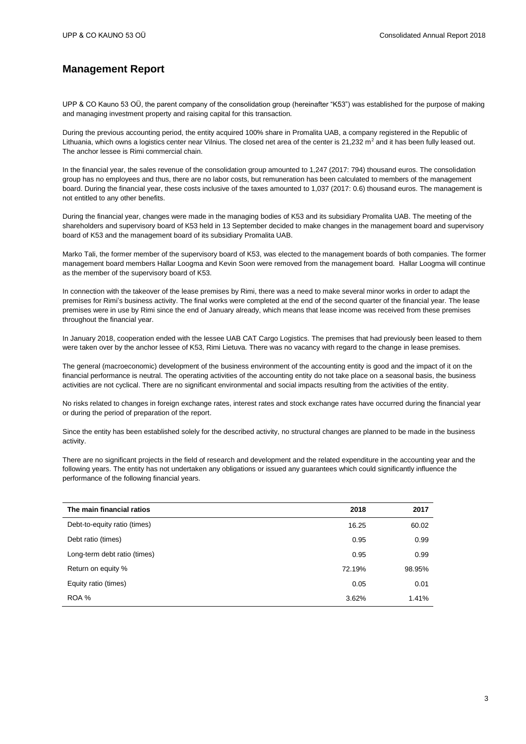## Management Report

UPP & CO Kauno 53 OÜ, the parent company of the consolidation group (hereinafter "K53") was established for the purpose of making and managing investment property and raising capital for this transaction.

During the previous accounting period, the entity acquired 100% share in Promalita UAB, a company registered in the Republic of Lithuania, which owns a logistics center near Vilnius. The closed net area of the center is 21,232 m$^2$ and it has been fully leased out. The anchor lessee is Rimi commercial chain.

In the financial year, the sales revenue of the consolidation group amounted to 1,247 (2017: 794) thousand euros. The consolidation group has no employees and thus, there are no labor costs, but remuneration has been calculated to members of the management board. During the financial year, these costs inclusive of the taxes amounted to 1,037 (2017: 0.6) thousand euros. The management is not entitled to any other benefits.

During the financial year, changes were made in the managing bodies of K53 and its subsidiary Promalita UAB. The meeting of the shareholders and supervisory board of K53 held in 13 September decided to make changes in the management board and supervisory board of K53 and the management board of its subsidiary Promalita UAB.

Marko Tali, the former member of the supervisory board of K53, was elected to the management boards of both companies. The former management board members Hallar Loogma and Kevin Soon were removed from the management board. Hallar Loogma will continue as the member of the supervisory board of K53.

In connection with the takeover of the lease premises by Rimi, there was a need to make several minor works in order to adapt the premises for Rimi's business activity. The final works were completed at the end of the second quarter of the financial year. The lease premises were in use by Rimi since the end of January already, which means that lease income was received from these premises throughout the financial year.

In January 2018, cooperation ended with the lessee UAB CAT Cargo Logistics. The premises that had previously been leased to them were taken over by the anchor lessee of K53, Rimi Lietuva. There was no vacancy with regard to the change in lease premises.

The general (macroeconomic) development of the business environment of the accounting entity is good and the impact of it on the financial performance is neutral. The operating activities of the accounting entity do not take place on a seasonal basis, the business activities are not cyclical. There are no significant environmental and social impacts resulting from the activities of the entity.

No risks related to changes in foreign exchange rates, interest rates and stock exchange rates have occurred during the financial year or during the period of preparation of the report.

Since the entity has been established solely for the described activity, no structural changes are planned to be made in the business activity.

There are no significant projects in the field of research and development and the related expenditure in the accounting year and the following years. The entity has not undertaken any obligations or issued any guarantees which could significantly influence the performance of the following financial years.

| The main financial ratios | 2018 | 2017 |
|---|---|---|
| Debt-to-equity ratio (times) | 16.25 | 60.02 |
| Debt ratio (times) | 0.95 | 0.99 |
| Long-term debt ratio (times) | 0.95 | 0.99 |
| Return on equity % | 72.19% | 98.95% |
| Equity ratio (times) | 0.05 | 0.01 |
| ROA % | 3.62% | 1.41% |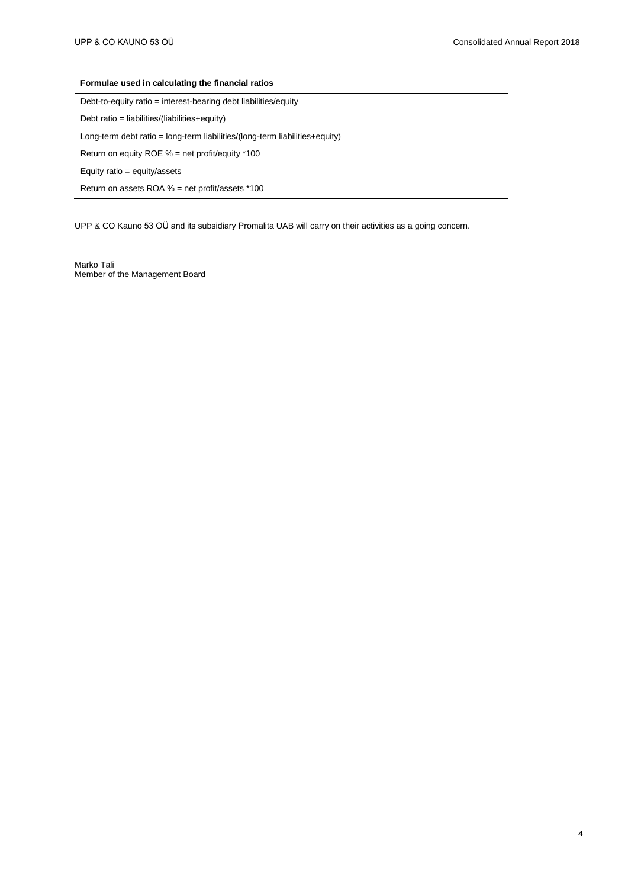| Formulae used in calculating the financial ratios |
|---|
| Debt-to-equity ratio = interest-bearing debt liabilities/equity |
| Debt ratio = liabilities/(liabilities+equity) |
| Long-term debt ratio = long-term liabilities/(long-term liabilities+equity) |
| Return on equity ROE % = net profit/equity *100 |
| Equity ratio = equity/assets |
| Return on assets ROA % = net profit/assets *100 |

UPP & CO Kauno 53 OÜ and its subsidiary Promalita UAB will carry on their activities as a going concern.

Marko Tali
Member of the Management Board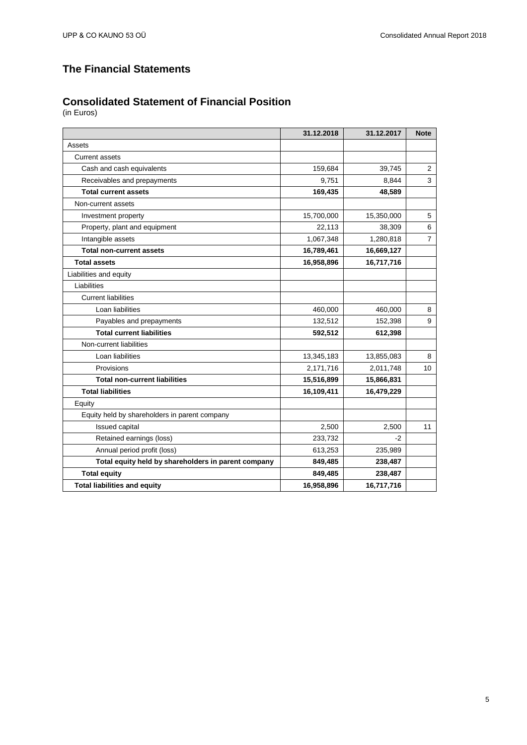# The Financial Statements

## Consolidated Statement of Financial Position

(in Euros)

| | 31.12.2018 | 31.12.2017 | Note |
|---|---|---|---|
| Assets | | | |
| Current assets | | | |
| Cash and cash equivalents | 159,684 | 39,745 | 2 |
| Receivables and prepayments | 9,751 | 8,844 | 3 |
| **Total current assets** | **169,435** | **48,589** | |
| Non-current assets | | | |
| Investment property | 15,700,000 | 15,350,000 | 5 |
| Property, plant and equipment | 22,113 | 38,309 | 6 |
| Intangible assets | 1,067,348 | 1,280,818 | 7 |
| **Total non-current assets** | **16,789,461** | **16,669,127** | |
| **Total assets** | **16,958,896** | **16,717,716** | |
| Liabilities and equity | | | |
| Liabilities | | | |
| Current liabilities | | | |
| Loan liabilities | 460,000 | 460,000 | 8 |
| Payables and prepayments | 132,512 | 152,398 | 9 |
| **Total current liabilities** | **592,512** | **612,398** | |
| Non-current liabilities | | | |
| Loan liabilities | 13,345,183 | 13,855,083 | 8 |
| Provisions | 2,171,716 | 2,011,748 | 10 |
| **Total non-current liabilities** | **15,516,899** | **15,866,831** | |
| **Total liabilities** | **16,109,411** | **16,479,229** | |
| Equity | | | |
| Equity held by shareholders in parent company | | | |
| Issued capital | 2,500 | 2,500 | 11 |
| Retained earnings (loss) | 233,732 | -2 | |
| Annual period profit (loss) | 613,253 | 235,989 | |
| **Total equity held by shareholders in parent company** | **849,485** | **238,487** | |
| **Total equity** | **849,485** | **238,487** | |
| **Total liabilities and equity** | **16,958,896** | **16,717,716** | |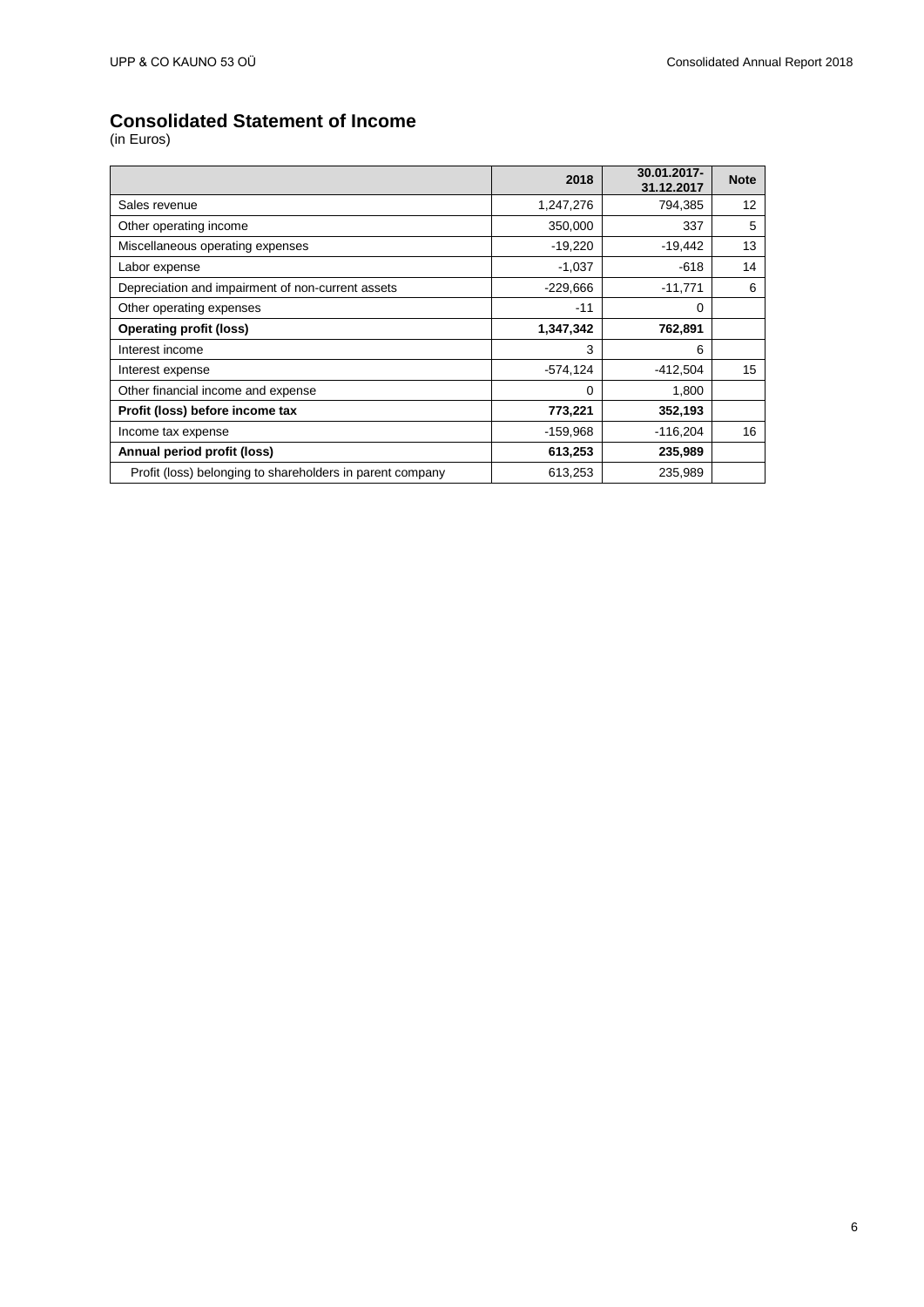# Consolidated Statement of Income

(in Euros)

| | 2018 | 30.01.2017-31.12.2017 | Note |
|---|---|---|---|
| Sales revenue | 1,247,276 | 794,385 | 12 |
| Other operating income | 350,000 | 337 | 5 |
| Miscellaneous operating expenses | -19,220 | -19,442 | 13 |
| Labor expense | -1,037 | -618 | 14 |
| Depreciation and impairment of non-current assets | -229,666 | -11,771 | 6 |
| Other operating expenses | -11 | 0 | |
| **Operating profit (loss)** | **1,347,342** | **762,891** | |
| Interest income | 3 | 6 | |
| Interest expense | -574,124 | -412,504 | 15 |
| Other financial income and expense | 0 | 1,800 | |
| **Profit (loss) before income tax** | **773,221** | **352,193** | |
| Income tax expense | -159,968 | -116,204 | 16 |
| **Annual period profit (loss)** | **613,253** | **235,989** | |
| Profit (loss) belonging to shareholders in parent company | 613,253 | 235,989 | |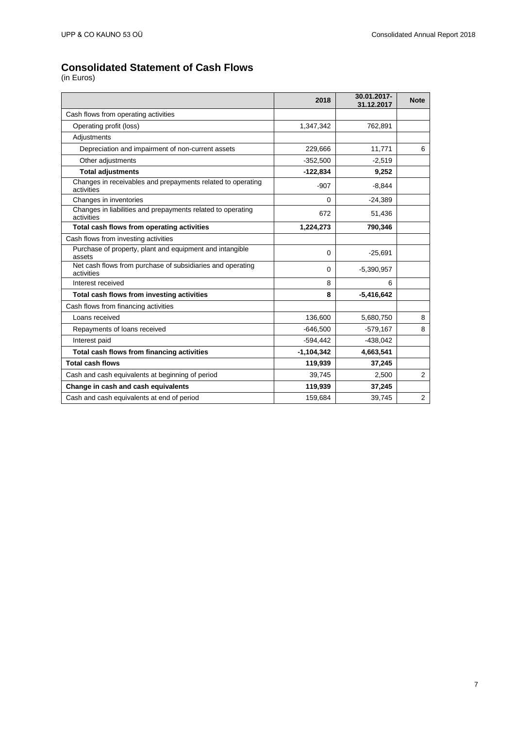# Consolidated Statement of Cash Flows

(in Euros)

| | 2018 | 30.01.2017-31.12.2017 | Note |
|---|---|---|---|
| Cash flows from operating activities | | | |
| Operating profit (loss) | 1,347,342 | 762,891 | |
| Adjustments | | | |
| Depreciation and impairment of non-current assets | 229,666 | 11,771 | 6 |
| Other adjustments | -352,500 | -2,519 | |
| **Total adjustments** | **-122,834** | **9,252** | |
| Changes in receivables and prepayments related to operating activities | -907 | -8,844 | |
| Changes in inventories | 0 | -24,389 | |
| Changes in liabilities and prepayments related to operating activities | 672 | 51,436 | |
| **Total cash flows from operating activities** | **1,224,273** | **790,346** | |
| Cash flows from investing activities | | | |
| Purchase of property, plant and equipment and intangible assets | 0 | -25,691 | |
| Net cash flows from purchase of subsidiaries and operating activities | 0 | -5,390,957 | |
| Interest received | 8 | 6 | |
| **Total cash flows from investing activities** | **8** | **-5,416,642** | |
| Cash flows from financing activities | | | |
| Loans received | 136,600 | 5,680,750 | 8 |
| Repayments of loans received | -646,500 | -579,167 | 8 |
| Interest paid | -594,442 | -438,042 | |
| **Total cash flows from financing activities** | **-1,104,342** | **4,663,541** | |
| **Total cash flows** | **119,939** | **37,245** | |
| Cash and cash equivalents at beginning of period | 39,745 | 2,500 | 2 |
| **Change in cash and cash equivalents** | **119,939** | **37,245** | |
| Cash and cash equivalents at end of period | 159,684 | 39,745 | 2 |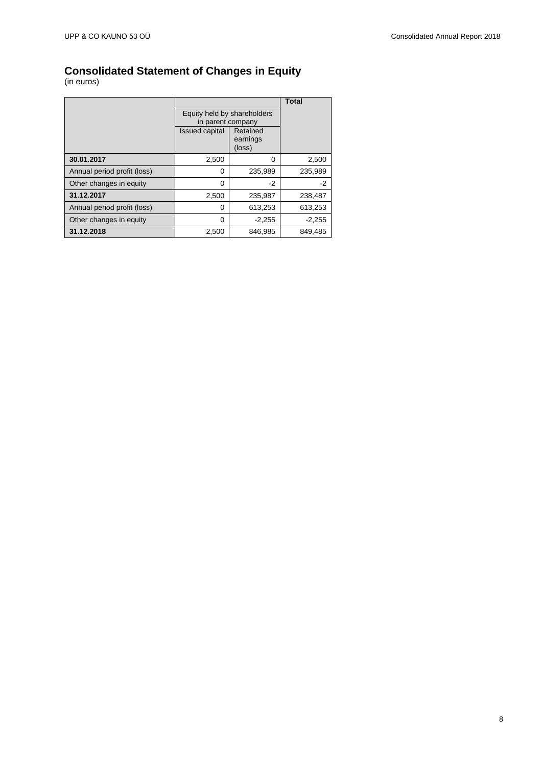# Consolidated Statement of Changes in Equity

(in euros)

| | Equity held by shareholders in parent company | | Total |
|---|---|---|---|
| | Issued capital | Retained earnings (loss) | |
| **30.01.2017** | 2,500 | 0 | 2,500 |
| Annual period profit (loss) | 0 | 235,989 | 235,989 |
| Other changes in equity | 0 | -2 | -2 |
| **31.12.2017** | 2,500 | 235,987 | 238,487 |
| Annual period profit (loss) | 0 | 613,253 | 613,253 |
| Other changes in equity | 0 | -2,255 | -2,255 |
| **31.12.2018** | 2,500 | 846,985 | 849,485 |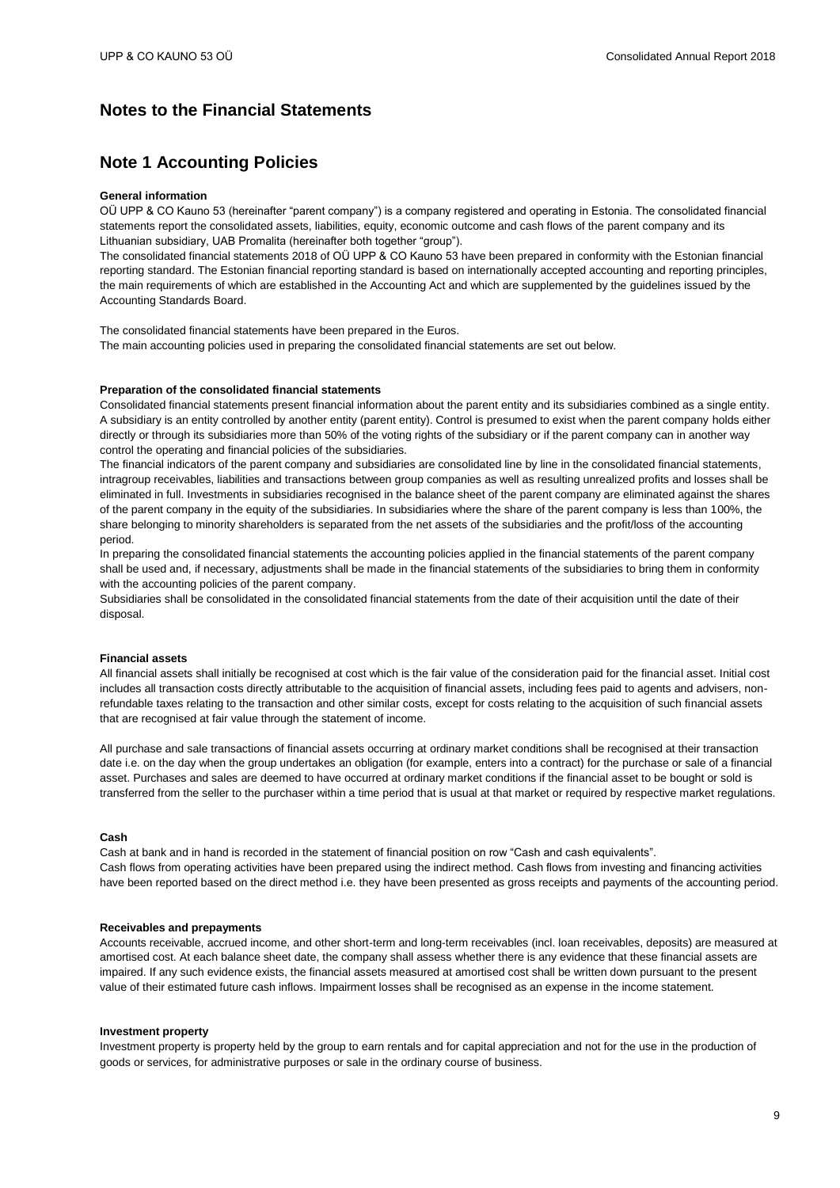# Notes to the Financial Statements

## Note 1 Accounting Policies

**General information**

OÜ UPP & CO Kauno 53 (hereinafter "parent company") is a company registered and operating in Estonia. The consolidated financial statements report the consolidated assets, liabilities, equity, economic outcome and cash flows of the parent company and its Lithuanian subsidiary, UAB Promalita (hereinafter both together "group").

The consolidated financial statements 2018 of OÜ UPP & CO Kauno 53 have been prepared in conformity with the Estonian financial reporting standard. The Estonian financial reporting standard is based on internationally accepted accounting and reporting principles, the main requirements of which are established in the Accounting Act and which are supplemented by the guidelines issued by the Accounting Standards Board.

The consolidated financial statements have been prepared in the Euros.

The main accounting policies used in preparing the consolidated financial statements are set out below.

**Preparation of the consolidated financial statements**

Consolidated financial statements present financial information about the parent entity and its subsidiaries combined as a single entity. A subsidiary is an entity controlled by another entity (parent entity). Control is presumed to exist when the parent company holds either directly or through its subsidiaries more than 50% of the voting rights of the subsidiary or if the parent company can in another way control the operating and financial policies of the subsidiaries.

The financial indicators of the parent company and subsidiaries are consolidated line by line in the consolidated financial statements, intragroup receivables, liabilities and transactions between group companies as well as resulting unrealized profits and losses shall be eliminated in full. Investments in subsidiaries recognised in the balance sheet of the parent company are eliminated against the shares of the parent company in the equity of the subsidiaries. In subsidiaries where the share of the parent company is less than 100%, the share belonging to minority shareholders is separated from the net assets of the subsidiaries and the profit/loss of the accounting period.

In preparing the consolidated financial statements the accounting policies applied in the financial statements of the parent company shall be used and, if necessary, adjustments shall be made in the financial statements of the subsidiaries to bring them in conformity with the accounting policies of the parent company.

Subsidiaries shall be consolidated in the consolidated financial statements from the date of their acquisition until the date of their disposal.

**Financial assets**

All financial assets shall initially be recognised at cost which is the fair value of the consideration paid for the financial asset. Initial cost includes all transaction costs directly attributable to the acquisition of financial assets, including fees paid to agents and advisers, non-refundable taxes relating to the transaction and other similar costs, except for costs relating to the acquisition of such financial assets that are recognised at fair value through the statement of income.

All purchase and sale transactions of financial assets occurring at ordinary market conditions shall be recognised at their transaction date i.e. on the day when the group undertakes an obligation (for example, enters into a contract) for the purchase or sale of a financial asset. Purchases and sales are deemed to have occurred at ordinary market conditions if the financial asset to be bought or sold is transferred from the seller to the purchaser within a time period that is usual at that market or required by respective market regulations.

**Cash**

Cash at bank and in hand is recorded in the statement of financial position on row "Cash and cash equivalents".

Cash flows from operating activities have been prepared using the indirect method. Cash flows from investing and financing activities have been reported based on the direct method i.e. they have been presented as gross receipts and payments of the accounting period.

**Receivables and prepayments**

Accounts receivable, accrued income, and other short-term and long-term receivables (incl. loan receivables, deposits) are measured at amortised cost. At each balance sheet date, the company shall assess whether there is any evidence that these financial assets are impaired. If any such evidence exists, the financial assets measured at amortised cost shall be written down pursuant to the present value of their estimated future cash inflows. Impairment losses shall be recognised as an expense in the income statement.

**Investment property**

Investment property is property held by the group to earn rentals and for capital appreciation and not for the use in the production of goods or services, for administrative purposes or sale in the ordinary course of business.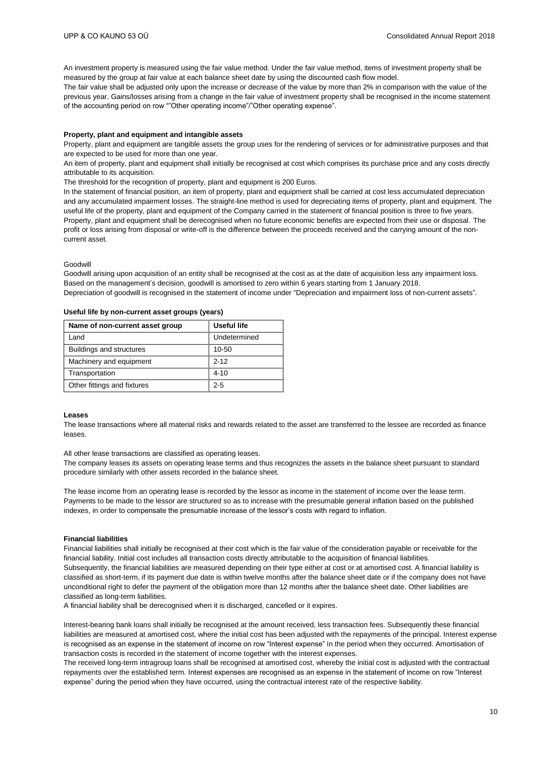An investment property is measured using the fair value method. Under the fair value method, items of investment property shall be measured by the group at fair value at each balance sheet date by using the discounted cash flow model.

The fair value shall be adjusted only upon the increase or decrease of the value by more than 2% in comparison with the value of the previous year. Gains/losses arising from a change in the fair value of investment property shall be recognised in the income statement of the accounting period on row ""Other operating income"/"Other operating expense".

**Property, plant and equipment and intangible assets**

Property, plant and equipment are tangible assets the group uses for the rendering of services or for administrative purposes and that are expected to be used for more than one year.

An item of property, plant and equipment shall initially be recognised at cost which comprises its purchase price and any costs directly attributable to its acquisition.

The threshold for the recognition of property, plant and equipment is 200 Euros.

In the statement of financial position, an item of property, plant and equipment shall be carried at cost less accumulated depreciation and any accumulated impairment losses. The straight-line method is used for depreciating items of property, plant and equipment. The useful life of the property, plant and equipment of the Company carried in the statement of financial position is three to five years.

Property, plant and equipment shall be derecognised when no future economic benefits are expected from their use or disposal. The profit or loss arising from disposal or write-off is the difference between the proceeds received and the carrying amount of the non-current asset.

Goodwill

Goodwill arising upon acquisition of an entity shall be recognised at the cost as at the date of acquisition less any impairment loss. Based on the management's decision, goodwill is amortised to zero within 6 years starting from 1 January 2018.

Depreciation of goodwill is recognised in the statement of income under "Depreciation and impairment loss of non-current assets".

**Useful life by non-current asset groups (years)**

| Name of non-current asset group | Useful life |
|---|---|
| Land | Undetermined |
| Buildings and structures | 10-50 |
| Machinery and equipment | 2-12 |
| Transportation | 4-10 |
| Other fittings and fixtures | 2-5 |

**Leases**

The lease transactions where all material risks and rewards related to the asset are transferred to the lessee are recorded as finance leases.

All other lease transactions are classified as operating leases.

The company leases its assets on operating lease terms and thus recognizes the assets in the balance sheet pursuant to standard procedure similarly with other assets recorded in the balance sheet.

The lease income from an operating lease is recorded by the lessor as income in the statement of income over the lease term. Payments to be made to the lessor are structured so as to increase with the presumable general inflation based on the published indexes, in order to compensate the presumable increase of the lessor's costs with regard to inflation.

**Financial liabilities**

Financial liabilities shall initially be recognised at their cost which is the fair value of the consideration payable or receivable for the financial liability. Initial cost includes all transaction costs directly attributable to the acquisition of financial liabilities.

Subsequently, the financial liabilities are measured depending on their type either at cost or at amortised cost. A financial liability is classified as short-term, if its payment due date is within twelve months after the balance sheet date or if the company does not have unconditional right to defer the payment of the obligation more than 12 months after the balance sheet date. Other liabilities are classified as long-term liabilities.

A financial liability shall be derecognised when it is discharged, cancelled or it expires.

Interest-bearing bank loans shall initially be recognised at the amount received, less transaction fees. Subsequently these financial liabilities are measured at amortised cost, where the initial cost has been adjusted with the repayments of the principal. Interest expense is recognised as an expense in the statement of income on row "Interest expense" in the period when they occurred. Amortisation of transaction costs is recorded in the statement of income together with the interest expenses.

The received long-term intragroup loans shall be recognised at amortised cost, whereby the initial cost is adjusted with the contractual repayments over the established term. Interest expenses are recognised as an expense in the statement of income on row "Interest expense" during the period when they have occurred, using the contractual interest rate of the respective liability.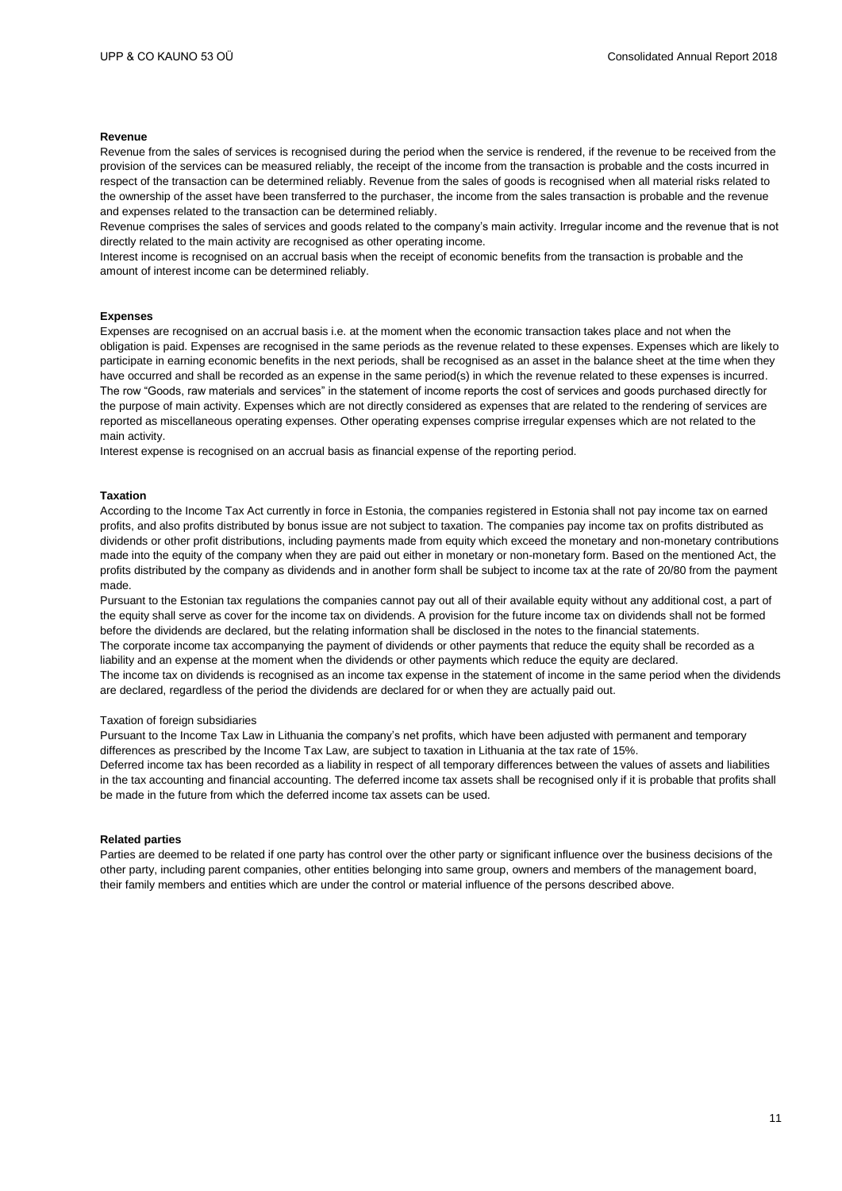#### Revenue

Revenue from the sales of services is recognised during the period when the service is rendered, if the revenue to be received from the provision of the services can be measured reliably, the receipt of the income from the transaction is probable and the costs incurred in respect of the transaction can be determined reliably. Revenue from the sales of goods is recognised when all material risks related to the ownership of the asset have been transferred to the purchaser, the income from the sales transaction is probable and the revenue and expenses related to the transaction can be determined reliably.

Revenue comprises the sales of services and goods related to the company's main activity. Irregular income and the revenue that is not directly related to the main activity are recognised as other operating income.

Interest income is recognised on an accrual basis when the receipt of economic benefits from the transaction is probable and the amount of interest income can be determined reliably.

#### Expenses

Expenses are recognised on an accrual basis i.e. at the moment when the economic transaction takes place and not when the obligation is paid. Expenses are recognised in the same periods as the revenue related to these expenses. Expenses which are likely to participate in earning economic benefits in the next periods, shall be recognised as an asset in the balance sheet at the time when they have occurred and shall be recorded as an expense in the same period(s) in which the revenue related to these expenses is incurred.

The row "Goods, raw materials and services" in the statement of income reports the cost of services and goods purchased directly for the purpose of main activity. Expenses which are not directly considered as expenses that are related to the rendering of services are reported as miscellaneous operating expenses. Other operating expenses comprise irregular expenses which are not related to the main activity.

Interest expense is recognised on an accrual basis as financial expense of the reporting period.

#### Taxation

According to the Income Tax Act currently in force in Estonia, the companies registered in Estonia shall not pay income tax on earned profits, and also profits distributed by bonus issue are not subject to taxation. The companies pay income tax on profits distributed as dividends or other profit distributions, including payments made from equity which exceed the monetary and non-monetary contributions made into the equity of the company when they are paid out either in monetary or non-monetary form. Based on the mentioned Act, the profits distributed by the company as dividends and in another form shall be subject to income tax at the rate of 20/80 from the payment made.

Pursuant to the Estonian tax regulations the companies cannot pay out all of their available equity without any additional cost, a part of the equity shall serve as cover for the income tax on dividends. A provision for the future income tax on dividends shall not be formed before the dividends are declared, but the relating information shall be disclosed in the notes to the financial statements.

The corporate income tax accompanying the payment of dividends or other payments that reduce the equity shall be recorded as a liability and an expense at the moment when the dividends or other payments which reduce the equity are declared.

The income tax on dividends is recognised as an income tax expense in the statement of income in the same period when the dividends are declared, regardless of the period the dividends are declared for or when they are actually paid out.

Taxation of foreign subsidiaries

Pursuant to the Income Tax Law in Lithuania the company's net profits, which have been adjusted with permanent and temporary differences as prescribed by the Income Tax Law, are subject to taxation in Lithuania at the tax rate of 15%.

Deferred income tax has been recorded as a liability in respect of all temporary differences between the values of assets and liabilities in the tax accounting and financial accounting. The deferred income tax assets shall be recognised only if it is probable that profits shall be made in the future from which the deferred income tax assets can be used.

#### Related parties

Parties are deemed to be related if one party has control over the other party or significant influence over the business decisions of the other party, including parent companies, other entities belonging into same group, owners and members of the management board, their family members and entities which are under the control or material influence of the persons described above.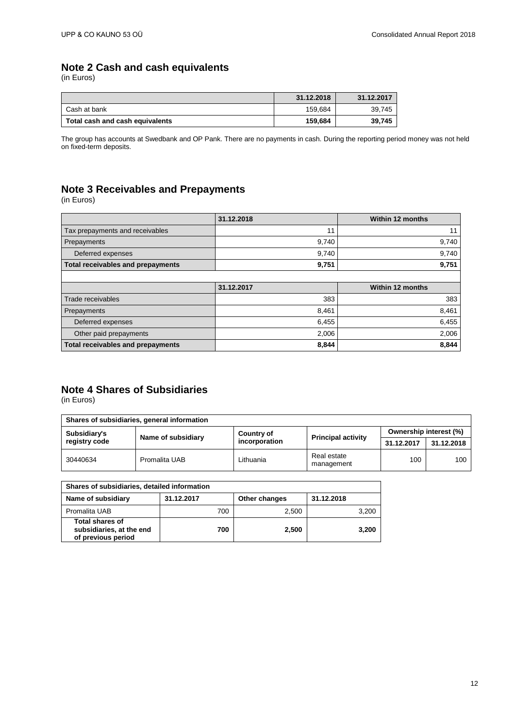## Note 2 Cash and cash equivalents

(in Euros)

| | 31.12.2018 | 31.12.2017 |
|---|---|---|
| Cash at bank | 159,684 | 39,745 |
| **Total cash and cash equivalents** | **159,684** | **39,745** |

The group has accounts at Swedbank and OP Pank. There are no payments in cash. During the reporting period money was not held on fixed-term deposits.

## Note 3 Receivables and Prepayments

(in Euros)

| | 31.12.2018 | Within 12 months |
|---|---|---|
| Tax prepayments and receivables | 11 | 11 |
| Prepayments | 9,740 | 9,740 |
| Deferred expenses | 9,740 | 9,740 |
| **Total receivables and prepayments** | **9,751** | **9,751** |
| | | |
| | **31.12.2017** | **Within 12 months** |
| Trade receivables | 383 | 383 |
| Prepayments | 8,461 | 8,461 |
| Deferred expenses | 6,455 | 6,455 |
| Other paid prepayments | 2,006 | 2,006 |
| **Total receivables and prepayments** | **8,844** | **8,844** |

## Note 4 Shares of Subsidiaries

(in Euros)

| Shares of subsidiaries, general information | | | | | |
|---|---|---|---|---|---|
| Subsidiary's registry code | Name of subsidiary | Country of incorporation | Principal activity | Ownership interest (%) | |
| | | | | 31.12.2017 | 31.12.2018 |
| 30440634 | Promalita UAB | Lithuania | Real estate management | 100 | 100 |

| Shares of subsidiaries, detailed information | | | |
|---|---|---|---|
| Name of subsidiary | 31.12.2017 | Other changes | 31.12.2018 |
| Promalita UAB | 700 | 2,500 | 3,200 |
| **Total shares of subsidiaries, at the end of previous period** | **700** | **2,500** | **3,200** |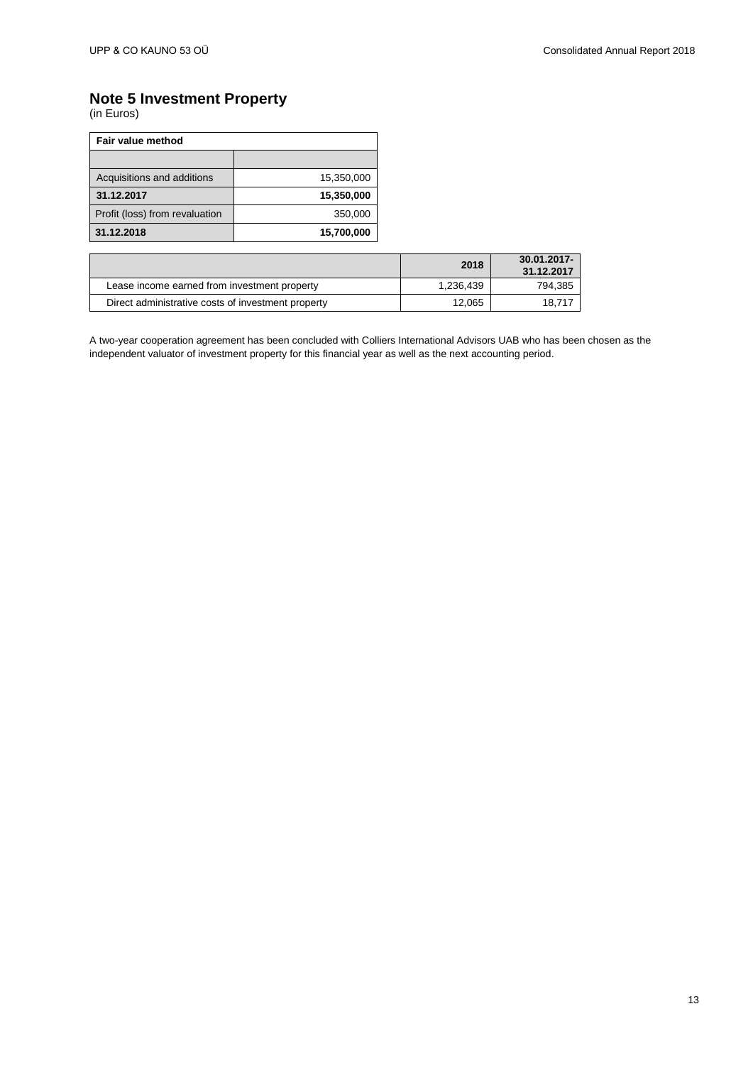## Note 5 Investment Property

(in Euros)

| Fair value method | |
|---|---|
| | |
| Acquisitions and additions | 15,350,000 |
| **31.12.2017** | **15,350,000** |
| Profit (loss) from revaluation | 350,000 |
| **31.12.2018** | **15,700,000** |

| | 2018 | 30.01.2017-31.12.2017 |
|---|---|---|
| Lease income earned from investment property | 1,236,439 | 794,385 |
| Direct administrative costs of investment property | 12,065 | 18,717 |

A two-year cooperation agreement has been concluded with Colliers International Advisors UAB who has been chosen as the independent valuator of investment property for this financial year as well as the next accounting period.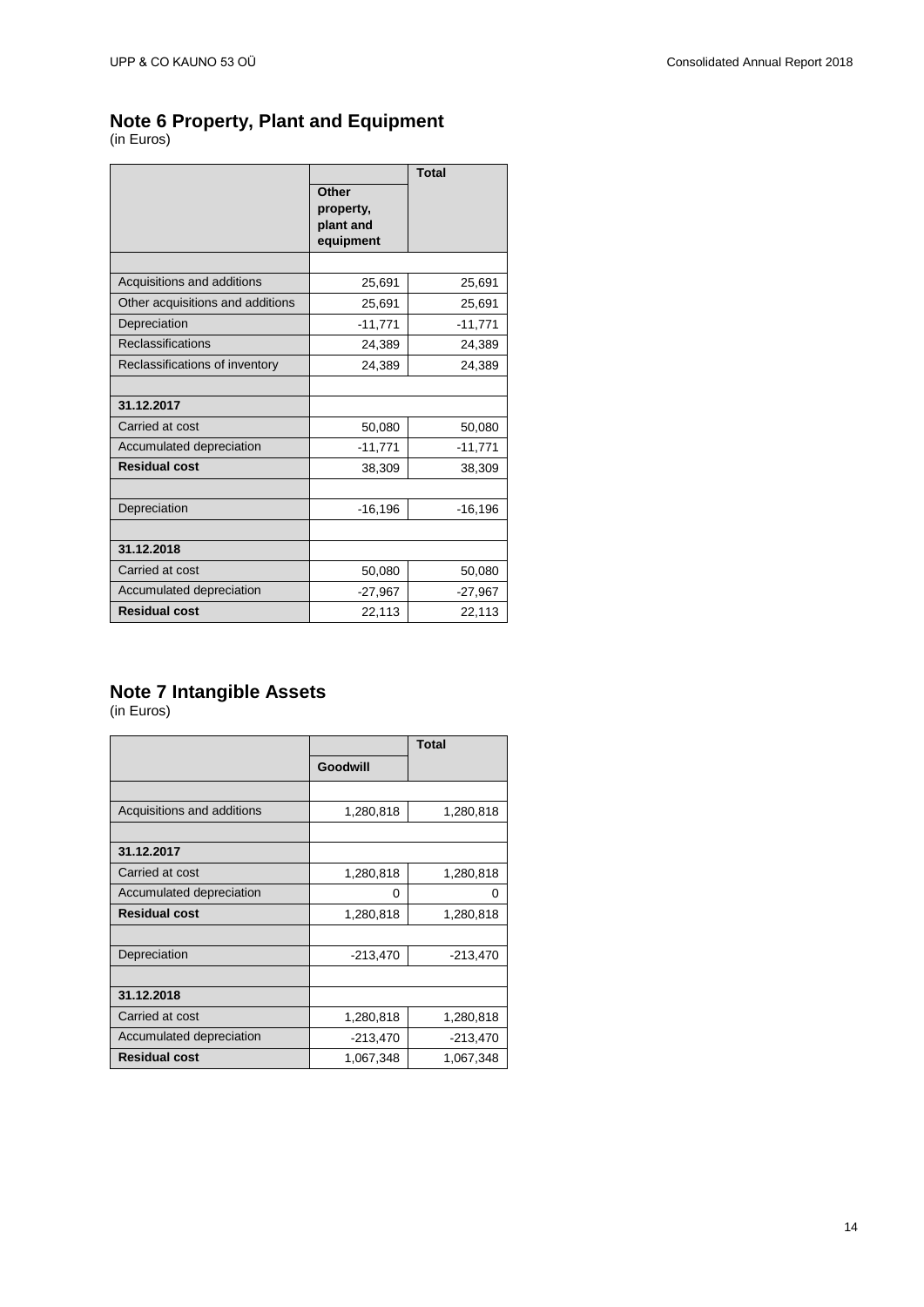## Note 6 Property, Plant and Equipment

(in Euros)

| | Other property, plant and equipment | Total |
|---|---|---|
| | | |
| Acquisitions and additions | 25,691 | 25,691 |
| Other acquisitions and additions | 25,691 | 25,691 |
| Depreciation | -11,771 | -11,771 |
| Reclassifications | 24,389 | 24,389 |
| Reclassifications of inventory | 24,389 | 24,389 |
| | | |
| **31.12.2017** | | |
| Carried at cost | 50,080 | 50,080 |
| Accumulated depreciation | -11,771 | -11,771 |
| **Residual cost** | 38,309 | 38,309 |
| | | |
| Depreciation | -16,196 | -16,196 |
| | | |
| **31.12.2018** | | |
| Carried at cost | 50,080 | 50,080 |
| Accumulated depreciation | -27,967 | -27,967 |
| **Residual cost** | 22,113 | 22,113 |

## Note 7 Intangible Assets

(in Euros)

| | Goodwill | Total |
|---|---|---|
| | | |
| Acquisitions and additions | 1,280,818 | 1,280,818 |
| | | |
| **31.12.2017** | | |
| Carried at cost | 1,280,818 | 1,280,818 |
| Accumulated depreciation | 0 | 0 |
| **Residual cost** | 1,280,818 | 1,280,818 |
| | | |
| Depreciation | -213,470 | -213,470 |
| | | |
| **31.12.2018** | | |
| Carried at cost | 1,280,818 | 1,280,818 |
| Accumulated depreciation | -213,470 | -213,470 |
| **Residual cost** | 1,067,348 | 1,067,348 |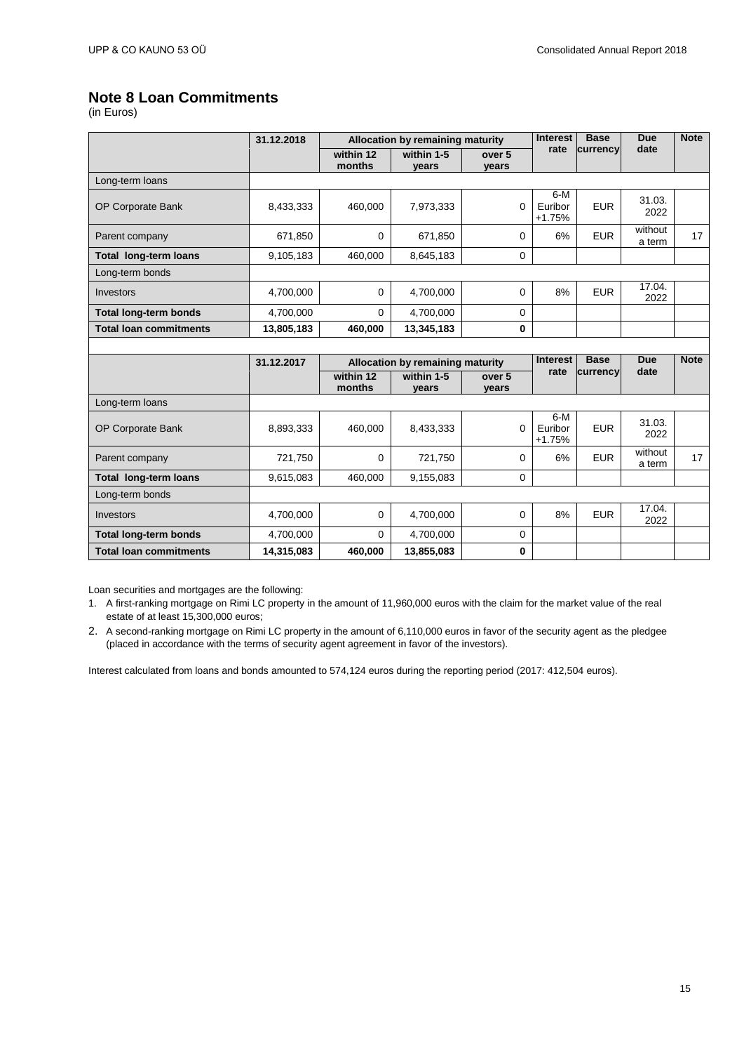# Note 8 Loan Commitments

(in Euros)

| | 31.12.2018 | Allocation by remaining maturity | | | Interest rate | Base currency | Due date | Note |
|---|---|---|---|---|---|---|---|---|
| | | within 12 months | within 1-5 years | over 5 years | | | | |
| Long-term loans | | | | | | | | |
| OP Corporate Bank | 8,433,333 | 460,000 | 7,973,333 | 0 | 6-M Euribor +1.75% | EUR | 31.03. 2022 | |
| Parent company | 671,850 | 0 | 671,850 | 0 | 6% | EUR | without a term | 17 |
| **Total long-term loans** | 9,105,183 | 460,000 | 8,645,183 | 0 | | | | |
| Long-term bonds | | | | | | | | |
| Investors | 4,700,000 | 0 | 4,700,000 | 0 | 8% | EUR | 17.04. 2022 | |
| **Total long-term bonds** | 4,700,000 | 0 | 4,700,000 | 0 | | | | |
| **Total loan commitments** | **13,805,183** | **460,000** | **13,345,183** | **0** | | | | |

| | 31.12.2017 | Allocation by remaining maturity | | | Interest rate | Base currency | Due date | Note |
|---|---|---|---|---|---|---|---|---|
| | | within 12 months | within 1-5 years | over 5 years | | | | |
| Long-term loans | | | | | | | | |
| OP Corporate Bank | 8,893,333 | 460,000 | 8,433,333 | 0 | 6-M Euribor +1.75% | EUR | 31.03. 2022 | |
| Parent company | 721,750 | 0 | 721,750 | 0 | 6% | EUR | without a term | 17 |
| **Total long-term loans** | 9,615,083 | 460,000 | 9,155,083 | 0 | | | | |
| Long-term bonds | | | | | | | | |
| Investors | 4,700,000 | 0 | 4,700,000 | 0 | 8% | EUR | 17.04. 2022 | |
| **Total long-term bonds** | 4,700,000 | 0 | 4,700,000 | 0 | | | | |
| **Total loan commitments** | **14,315,083** | **460,000** | **13,855,083** | **0** | | | | |

Loan securities and mortgages are the following:

1. A first-ranking mortgage on Rimi LC property in the amount of 11,960,000 euros with the claim for the market value of the real estate of at least 15,300,000 euros;
2. A second-ranking mortgage on Rimi LC property in the amount of 6,110,000 euros in favor of the security agent as the pledgee (placed in accordance with the terms of security agent agreement in favor of the investors).

Interest calculated from loans and bonds amounted to 574,124 euros during the reporting period (2017: 412,504 euros).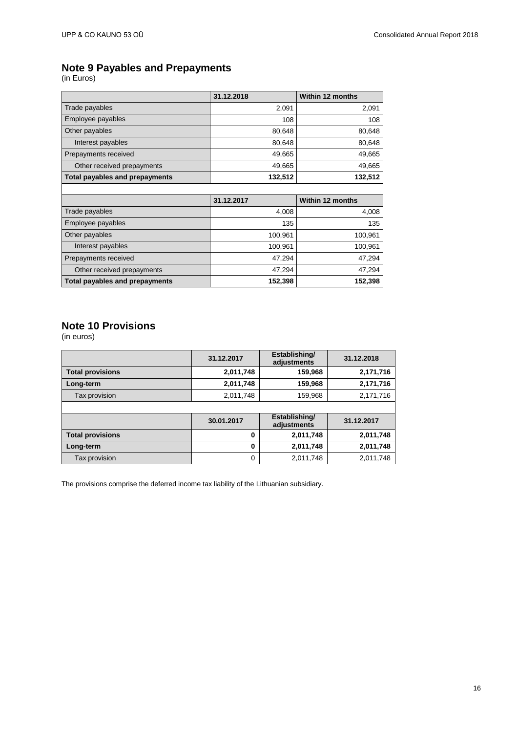## Note 9 Payables and Prepayments

(in Euros)

| | 31.12.2018 | Within 12 months |
|---|---|---|
| Trade payables | 2,091 | 2,091 |
| Employee payables | 108 | 108 |
| Other payables | 80,648 | 80,648 |
| Interest payables | 80,648 | 80,648 |
| Prepayments received | 49,665 | 49,665 |
| Other received prepayments | 49,665 | 49,665 |
| **Total payables and prepayments** | **132,512** | **132,512** |
| | | |
| | **31.12.2017** | **Within 12 months** |
| Trade payables | 4,008 | 4,008 |
| Employee payables | 135 | 135 |
| Other payables | 100,961 | 100,961 |
| Interest payables | 100,961 | 100,961 |
| Prepayments received | 47,294 | 47,294 |
| Other received prepayments | 47,294 | 47,294 |
| **Total payables and prepayments** | **152,398** | **152,398** |

## Note 10 Provisions

(in euros)

| | 31.12.2017 | Establishing/ adjustments | 31.12.2018 |
|---|---|---|---|
| **Total provisions** | **2,011,748** | **159,968** | **2,171,716** |
| **Long-term** | **2,011,748** | **159,968** | **2,171,716** |
| Tax provision | 2,011,748 | 159,968 | 2,171,716 |
| | | | |
| | **30.01.2017** | **Establishing/ adjustments** | **31.12.2017** |
| **Total provisions** | **0** | **2,011,748** | **2,011,748** |
| **Long-term** | **0** | **2,011,748** | **2,011,748** |
| Tax provision | 0 | 2,011,748 | 2,011,748 |

The provisions comprise the deferred income tax liability of the Lithuanian subsidiary.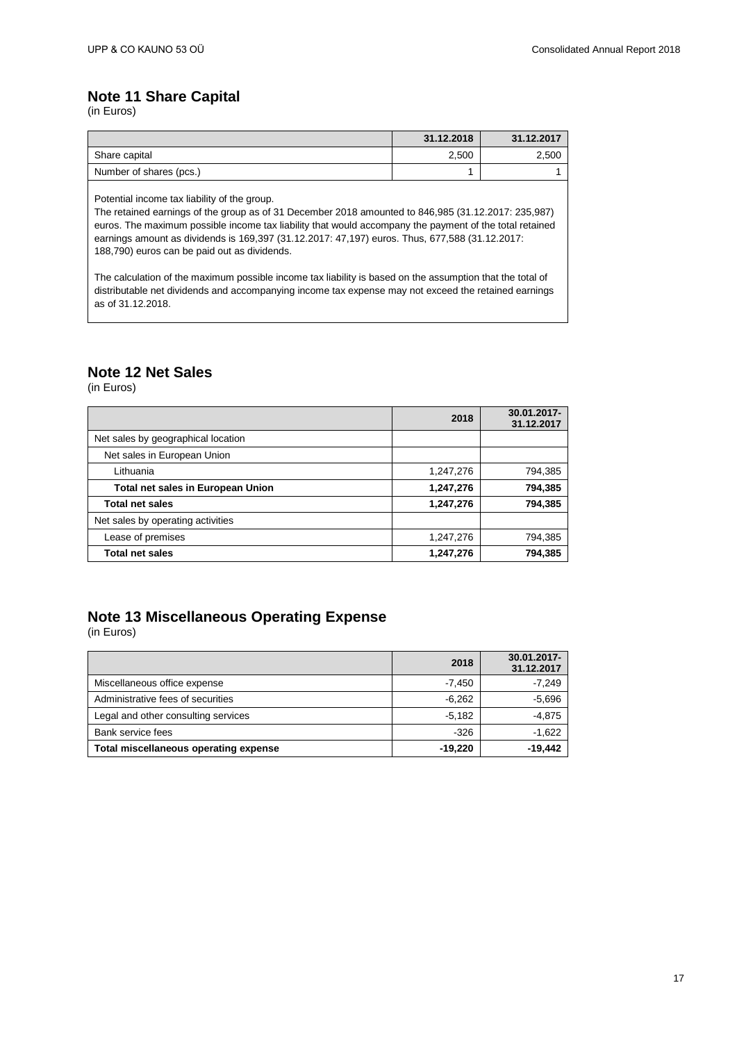## Note 11 Share Capital

(in Euros)

| | 31.12.2018 | 31.12.2017 |
|---|---|---|
| Share capital | 2,500 | 2,500 |
| Number of shares (pcs.) | 1 | 1 |

Potential income tax liability of the group.

The retained earnings of the group as of 31 December 2018 amounted to 846,985 (31.12.2017: 235,987) euros. The maximum possible income tax liability that would accompany the payment of the total retained earnings amount as dividends is 169,397 (31.12.2017: 47,197) euros. Thus, 677,588 (31.12.2017: 188,790) euros can be paid out as dividends.

The calculation of the maximum possible income tax liability is based on the assumption that the total of distributable net dividends and accompanying income tax expense may not exceed the retained earnings as of 31.12.2018.

## Note 12 Net Sales

(in Euros)

| | 2018 | 30.01.2017-31.12.2017 |
|---|---|---|
| Net sales by geographical location | | |
| Net sales in European Union | | |
| Lithuania | 1,247,276 | 794,385 |
| **Total net sales in European Union** | **1,247,276** | **794,385** |
| **Total net sales** | **1,247,276** | **794,385** |
| Net sales by operating activities | | |
| Lease of premises | 1,247,276 | 794,385 |
| **Total net sales** | **1,247,276** | **794,385** |

## Note 13 Miscellaneous Operating Expense

(in Euros)

| | 2018 | 30.01.2017-31.12.2017 |
|---|---|---|
| Miscellaneous office expense | -7,450 | -7,249 |
| Administrative fees of securities | -6,262 | -5,696 |
| Legal and other consulting services | -5,182 | -4,875 |
| Bank service fees | -326 | -1,622 |
| **Total miscellaneous operating expense** | **-19,220** | **-19,442** |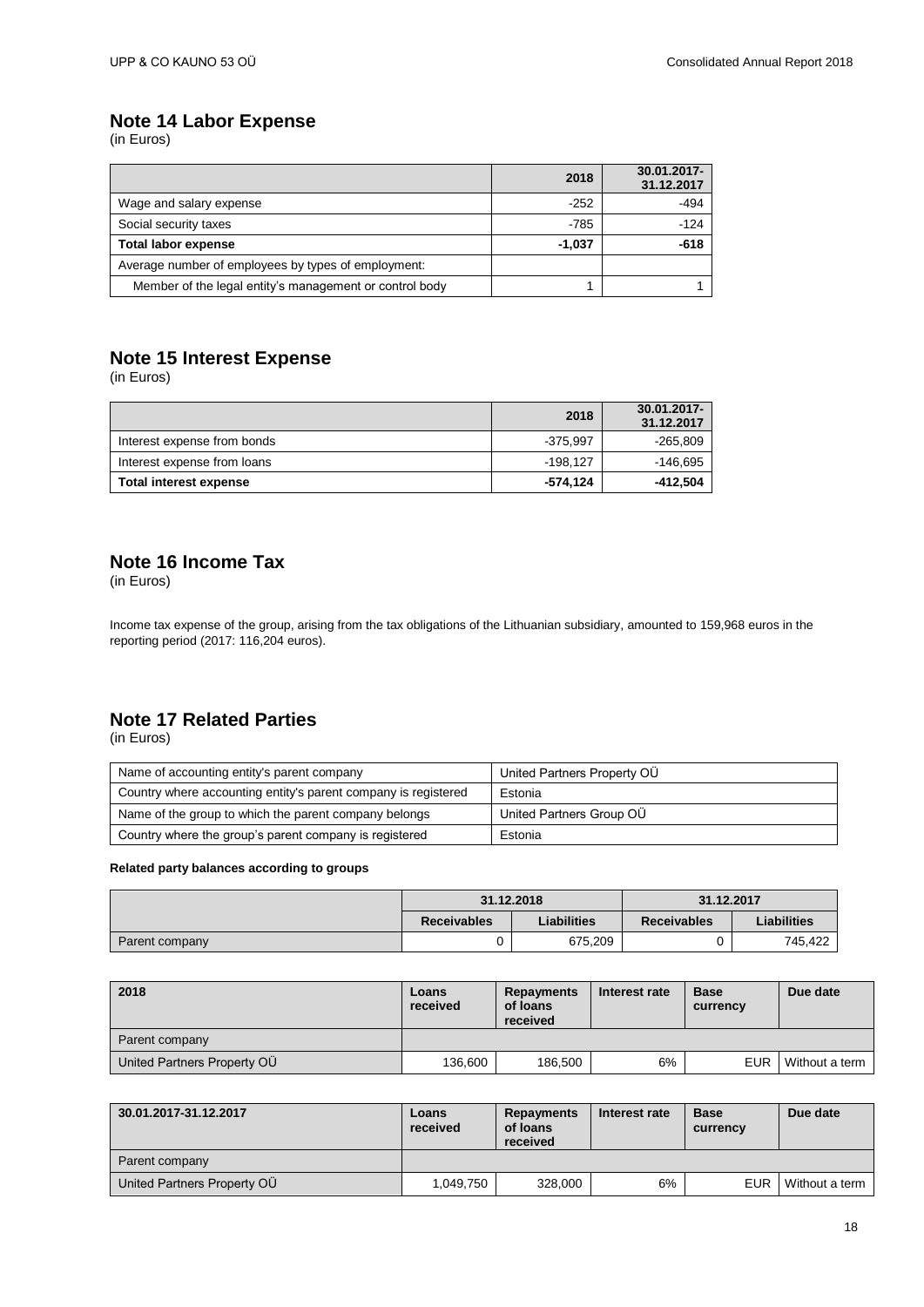## Note 14 Labor Expense

(in Euros)

| | 2018 | 30.01.2017-31.12.2017 |
|---|---|---|
| Wage and salary expense | -252 | -494 |
| Social security taxes | -785 | -124 |
| **Total labor expense** | **-1,037** | **-618** |
| Average number of employees by types of employment: | | |
| Member of the legal entity's management or control body | 1 | 1 |

## Note 15 Interest Expense

(in Euros)

| | 2018 | 30.01.2017-31.12.2017 |
|---|---|---|
| Interest expense from bonds | -375,997 | -265,809 |
| Interest expense from loans | -198,127 | -146,695 |
| **Total interest expense** | **-574,124** | **-412,504** |

## Note 16 Income Tax

(in Euros)

Income tax expense of the group, arising from the tax obligations of the Lithuanian subsidiary, amounted to 159,968 euros in the reporting period (2017: 116,204 euros).

## Note 17 Related Parties

(in Euros)

| | |
|---|---|
| Name of accounting entity's parent company | United Partners Property OÜ |
| Country where accounting entity's parent company is registered | Estonia |
| Name of the group to which the parent company belongs | United Partners Group OÜ |
| Country where the group's parent company is registered | Estonia |

**Related party balances according to groups**

| | 31.12.2018 | | 31.12.2017 | |
|---|---|---|---|---|
| | Receivables | Liabilities | Receivables | Liabilities |
| Parent company | 0 | 675,209 | 0 | 745,422 |

| 2018 | Loans received | Repayments of loans received | Interest rate | Base currency | Due date |
|---|---|---|---|---|---|
| Parent company | | | | | |
| United Partners Property OÜ | 136,600 | 186,500 | 6% | EUR | Without a term |

| 30.01.2017-31.12.2017 | Loans received | Repayments of loans received | Interest rate | Base currency | Due date |
|---|---|---|---|---|---|
| Parent company | | | | | |
| United Partners Property OÜ | 1,049,750 | 328,000 | 6% | EUR | Without a term |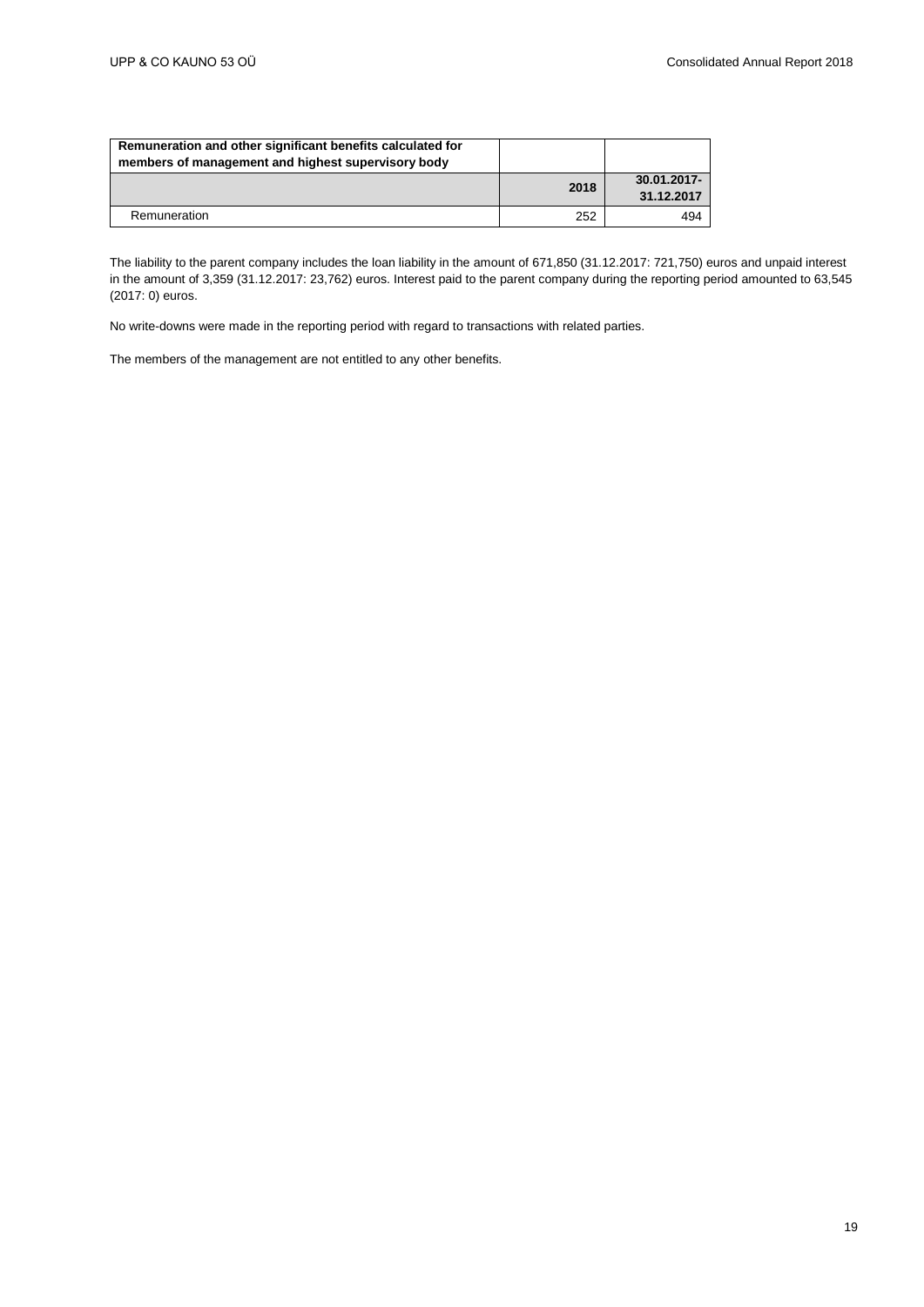| Remuneration and other significant benefits calculated for members of management and highest supervisory body | | |
|---|---|---|
| | **2018** | **30.01.2017-31.12.2017** |
| Remuneration | 252 | 494 |

The liability to the parent company includes the loan liability in the amount of 671,850 (31.12.2017: 721,750) euros and unpaid interest in the amount of 3,359 (31.12.2017: 23,762) euros. Interest paid to the parent company during the reporting period amounted to 63,545 (2017: 0) euros.

No write-downs were made in the reporting period with regard to transactions with related parties.

The members of the management are not entitled to any other benefits.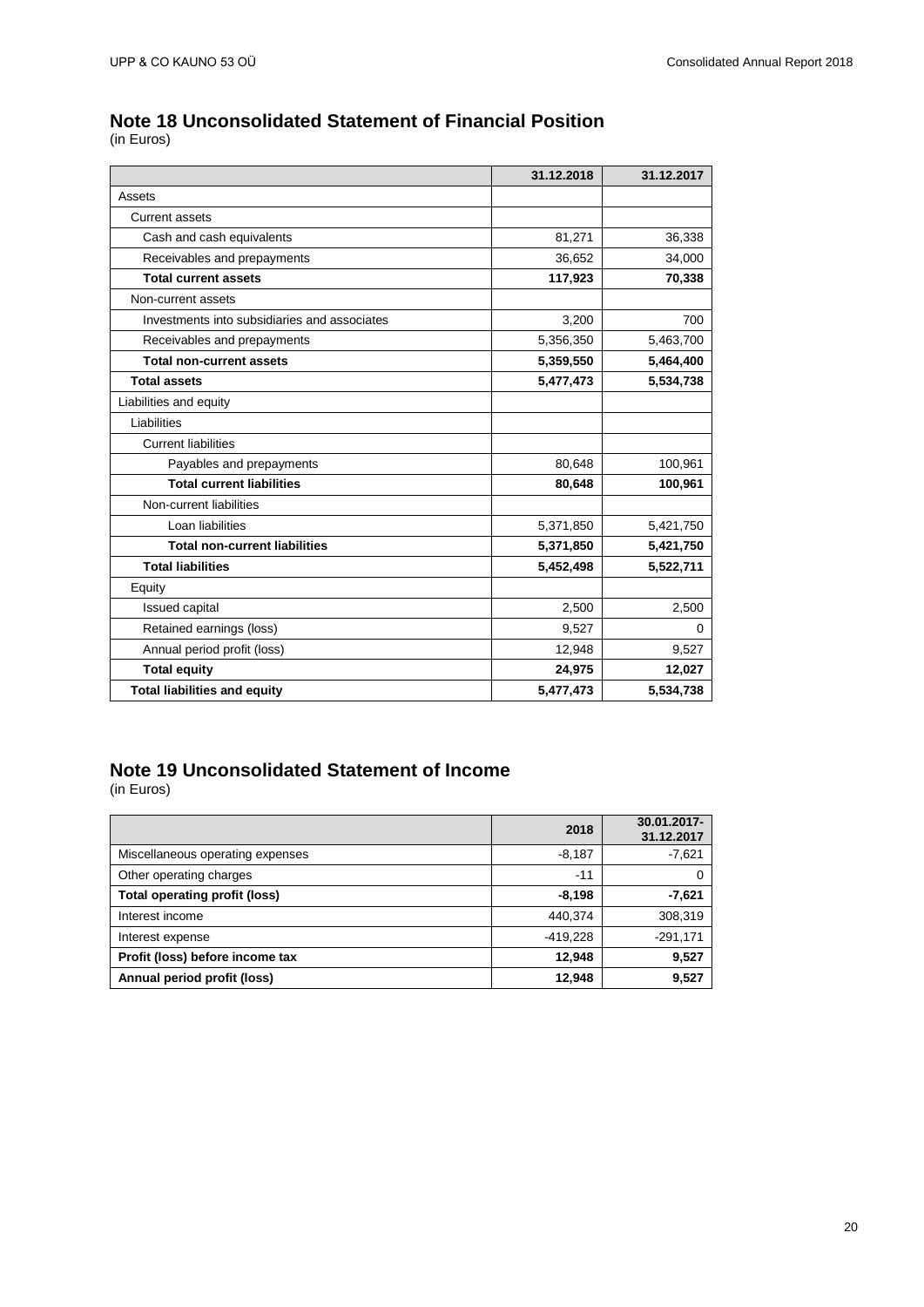## Note 18 Unconsolidated Statement of Financial Position

(in Euros)

| | 31.12.2018 | 31.12.2017 |
|---|---|---|
| Assets | | |
| Current assets | | |
| Cash and cash equivalents | 81,271 | 36,338 |
| Receivables and prepayments | 36,652 | 34,000 |
| **Total current assets** | **117,923** | **70,338** |
| Non-current assets | | |
| Investments into subsidiaries and associates | 3,200 | 700 |
| Receivables and prepayments | 5,356,350 | 5,463,700 |
| **Total non-current assets** | **5,359,550** | **5,464,400** |
| **Total assets** | **5,477,473** | **5,534,738** |
| Liabilities and equity | | |
| Liabilities | | |
| Current liabilities | | |
| Payables and prepayments | 80,648 | 100,961 |
| **Total current liabilities** | **80,648** | **100,961** |
| Non-current liabilities | | |
| Loan liabilities | 5,371,850 | 5,421,750 |
| **Total non-current liabilities** | **5,371,850** | **5,421,750** |
| **Total liabilities** | **5,452,498** | **5,522,711** |
| Equity | | |
| Issued capital | 2,500 | 2,500 |
| Retained earnings (loss) | 9,527 | 0 |
| Annual period profit (loss) | 12,948 | 9,527 |
| **Total equity** | **24,975** | **12,027** |
| **Total liabilities and equity** | **5,477,473** | **5,534,738** |

## Note 19 Unconsolidated Statement of Income

(in Euros)

| | 2018 | 30.01.2017-31.12.2017 |
|---|---|---|
| Miscellaneous operating expenses | -8,187 | -7,621 |
| Other operating charges | -11 | 0 |
| **Total operating profit (loss)** | **-8,198** | **-7,621** |
| Interest income | 440,374 | 308,319 |
| Interest expense | -419,228 | -291,171 |
| **Profit (loss) before income tax** | **12,948** | **9,527** |
| **Annual period profit (loss)** | **12,948** | **9,527** |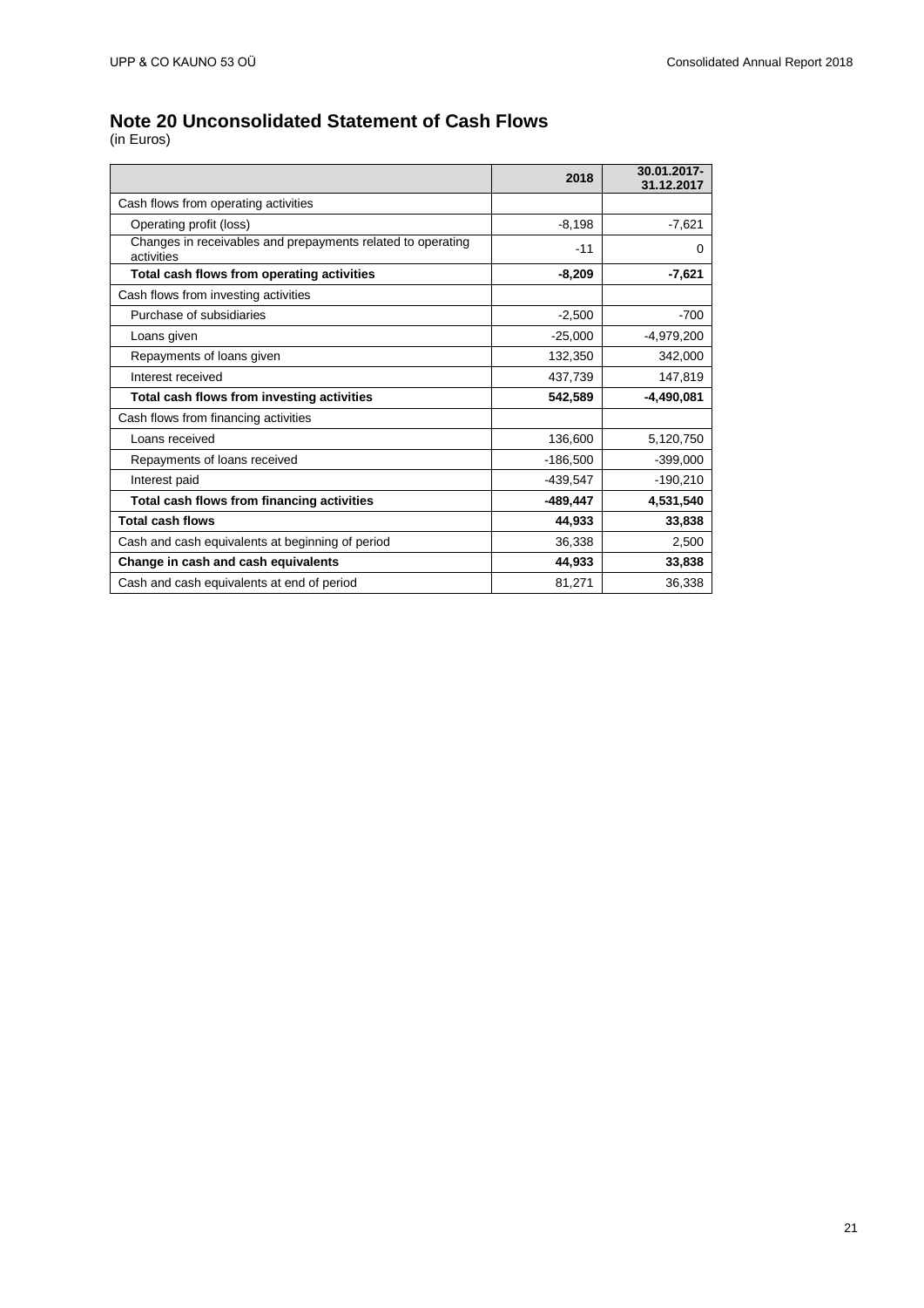## Note 20 Unconsolidated Statement of Cash Flows

(in Euros)

| | 2018 | 30.01.2017-31.12.2017 |
|---|---|---|
| Cash flows from operating activities | | |
| Operating profit (loss) | -8,198 | -7,621 |
| Changes in receivables and prepayments related to operating activities | -11 | 0 |
| **Total cash flows from operating activities** | **-8,209** | **-7,621** |
| Cash flows from investing activities | | |
| Purchase of subsidiaries | -2,500 | -700 |
| Loans given | -25,000 | -4,979,200 |
| Repayments of loans given | 132,350 | 342,000 |
| Interest received | 437,739 | 147,819 |
| **Total cash flows from investing activities** | **542,589** | **-4,490,081** |
| Cash flows from financing activities | | |
| Loans received | 136,600 | 5,120,750 |
| Repayments of loans received | -186,500 | -399,000 |
| Interest paid | -439,547 | -190,210 |
| **Total cash flows from financing activities** | **-489,447** | **4,531,540** |
| **Total cash flows** | **44,933** | **33,838** |
| Cash and cash equivalents at beginning of period | 36,338 | 2,500 |
| **Change in cash and cash equivalents** | **44,933** | **33,838** |
| Cash and cash equivalents at end of period | 81,271 | 36,338 |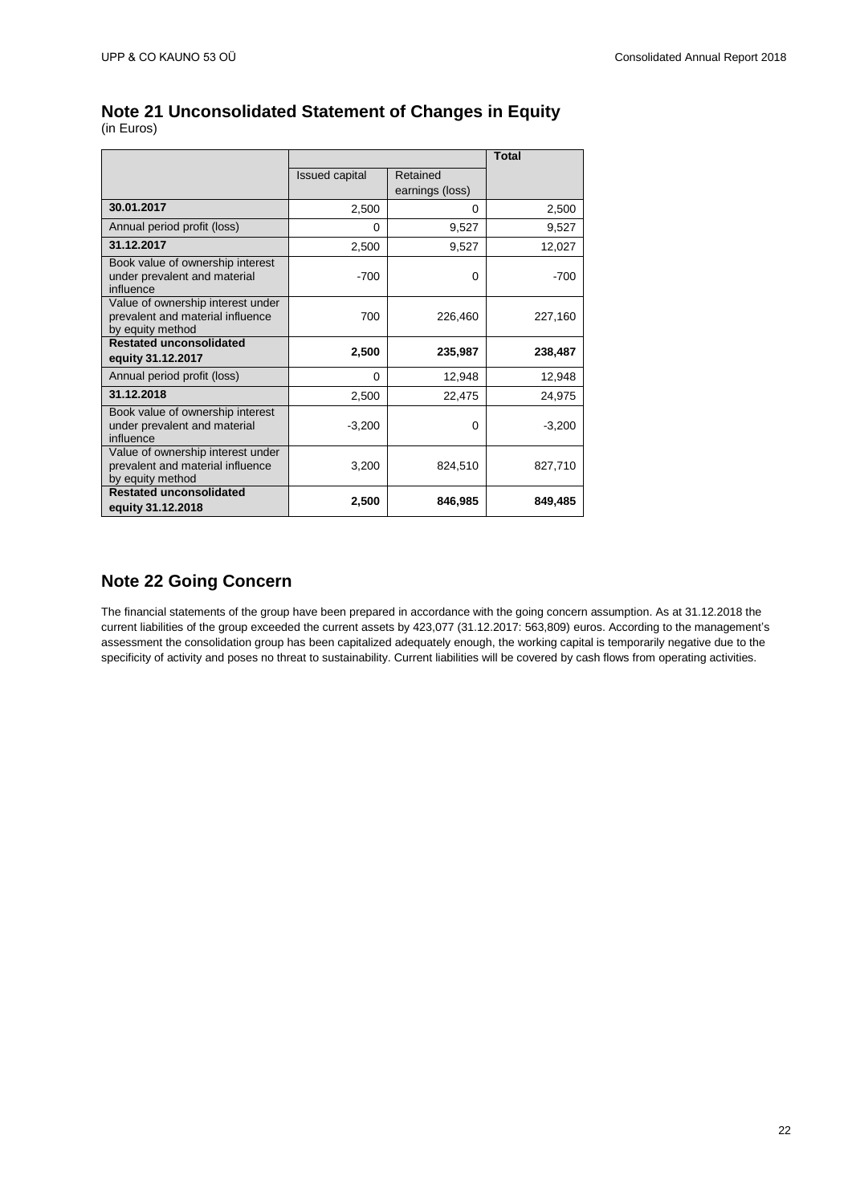## Note 21 Unconsolidated Statement of Changes in Equity

(in Euros)

| | | | Total |
|---|---|---|---|
| | Issued capital | Retained earnings (loss) | |
| **30.01.2017** | 2,500 | 0 | 2,500 |
| Annual period profit (loss) | 0 | 9,527 | 9,527 |
| **31.12.2017** | 2,500 | 9,527 | 12,027 |
| Book value of ownership interest under prevalent and material influence | -700 | 0 | -700 |
| Value of ownership interest under prevalent and material influence by equity method | 700 | 226,460 | 227,160 |
| **Restated unconsolidated equity 31.12.2017** | **2,500** | **235,987** | **238,487** |
| Annual period profit (loss) | 0 | 12,948 | 12,948 |
| **31.12.2018** | 2,500 | 22,475 | 24,975 |
| Book value of ownership interest under prevalent and material influence | -3,200 | 0 | -3,200 |
| Value of ownership interest under prevalent and material influence by equity method | 3,200 | 824,510 | 827,710 |
| **Restated unconsolidated equity 31.12.2018** | **2,500** | **846,985** | **849,485** |

## Note 22 Going Concern

The financial statements of the group have been prepared in accordance with the going concern assumption. As at 31.12.2018 the current liabilities of the group exceeded the current assets by 423,077 (31.12.2017: 563,809) euros. According to the management's assessment the consolidation group has been capitalized adequately enough, the working capital is temporarily negative due to the specificity of activity and poses no threat to sustainability. Current liabilities will be covered by cash flows from operating activities.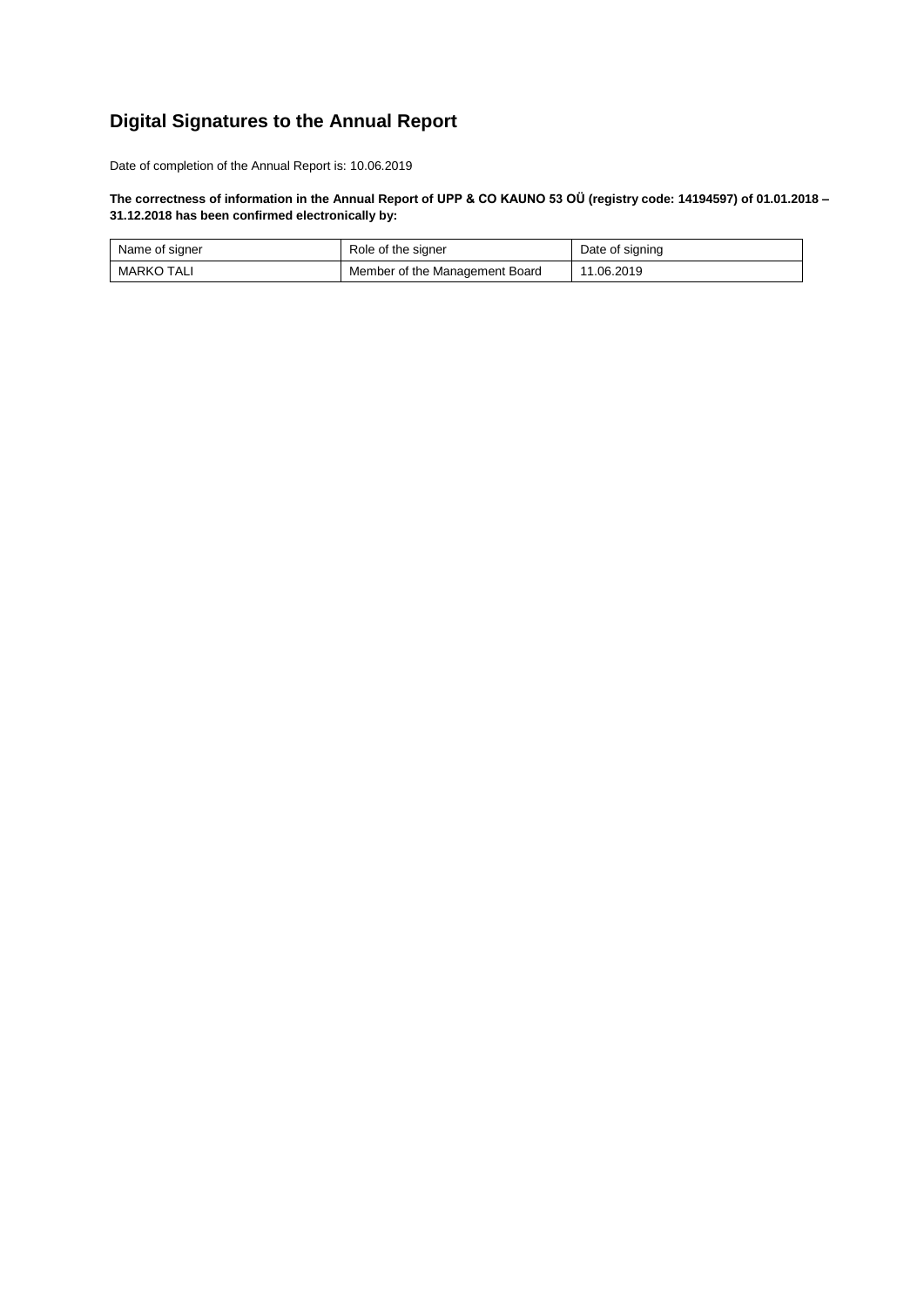# Digital Signatures to the Annual Report

Date of completion of the Annual Report is: 10.06.2019

**The correctness of information in the Annual Report of UPP & CO KAUNO 53 OÜ (registry code: 14194597) of 01.01.2018 – 31.12.2018 has been confirmed electronically by:**

| Name of signer | Role of the signer | Date of signing |
|---|---|---|
| MARKO TALI | Member of the Management Board | 11.06.2019 |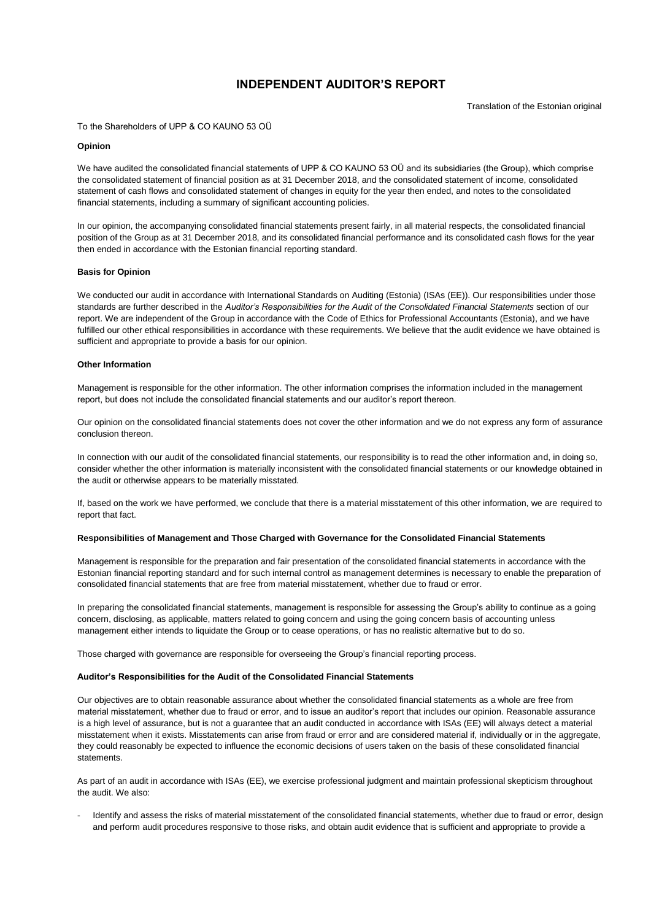# INDEPENDENT AUDITOR'S REPORT

Translation of the Estonian original

To the Shareholders of UPP & CO KAUNO 53 OÜ

**Opinion**

We have audited the consolidated financial statements of UPP & CO KAUNO 53 OÜ and its subsidiaries (the Group), which comprise the consolidated statement of financial position as at 31 December 2018, and the consolidated statement of income, consolidated statement of cash flows and consolidated statement of changes in equity for the year then ended, and notes to the consolidated financial statements, including a summary of significant accounting policies.

In our opinion, the accompanying consolidated financial statements present fairly, in all material respects, the consolidated financial position of the Group as at 31 December 2018, and its consolidated financial performance and its consolidated cash flows for the year then ended in accordance with the Estonian financial reporting standard.

**Basis for Opinion**

We conducted our audit in accordance with International Standards on Auditing (Estonia) (ISAs (EE)). Our responsibilities under those standards are further described in the *Auditor's Responsibilities for the Audit of the Consolidated Financial Statements* section of our report. We are independent of the Group in accordance with the Code of Ethics for Professional Accountants (Estonia), and we have fulfilled our other ethical responsibilities in accordance with these requirements. We believe that the audit evidence we have obtained is sufficient and appropriate to provide a basis for our opinion.

**Other Information**

Management is responsible for the other information. The other information comprises the information included in the management report, but does not include the consolidated financial statements and our auditor's report thereon.

Our opinion on the consolidated financial statements does not cover the other information and we do not express any form of assurance conclusion thereon.

In connection with our audit of the consolidated financial statements, our responsibility is to read the other information and, in doing so, consider whether the other information is materially inconsistent with the consolidated financial statements or our knowledge obtained in the audit or otherwise appears to be materially misstated.

If, based on the work we have performed, we conclude that there is a material misstatement of this other information, we are required to report that fact.

**Responsibilities of Management and Those Charged with Governance for the Consolidated Financial Statements**

Management is responsible for the preparation and fair presentation of the consolidated financial statements in accordance with the Estonian financial reporting standard and for such internal control as management determines is necessary to enable the preparation of consolidated financial statements that are free from material misstatement, whether due to fraud or error.

In preparing the consolidated financial statements, management is responsible for assessing the Group's ability to continue as a going concern, disclosing, as applicable, matters related to going concern and using the going concern basis of accounting unless management either intends to liquidate the Group or to cease operations, or has no realistic alternative but to do so.

Those charged with governance are responsible for overseeing the Group's financial reporting process.

**Auditor's Responsibilities for the Audit of the Consolidated Financial Statements**

Our objectives are to obtain reasonable assurance about whether the consolidated financial statements as a whole are free from material misstatement, whether due to fraud or error, and to issue an auditor's report that includes our opinion. Reasonable assurance is a high level of assurance, but is not a guarantee that an audit conducted in accordance with ISAs (EE) will always detect a material misstatement when it exists. Misstatements can arise from fraud or error and are considered material if, individually or in the aggregate, they could reasonably be expected to influence the economic decisions of users taken on the basis of these consolidated financial statements.

As part of an audit in accordance with ISAs (EE), we exercise professional judgment and maintain professional skepticism throughout the audit. We also:

- Identify and assess the risks of material misstatement of the consolidated financial statements, whether due to fraud or error, design and perform audit procedures responsive to those risks, and obtain audit evidence that is sufficient and appropriate to provide a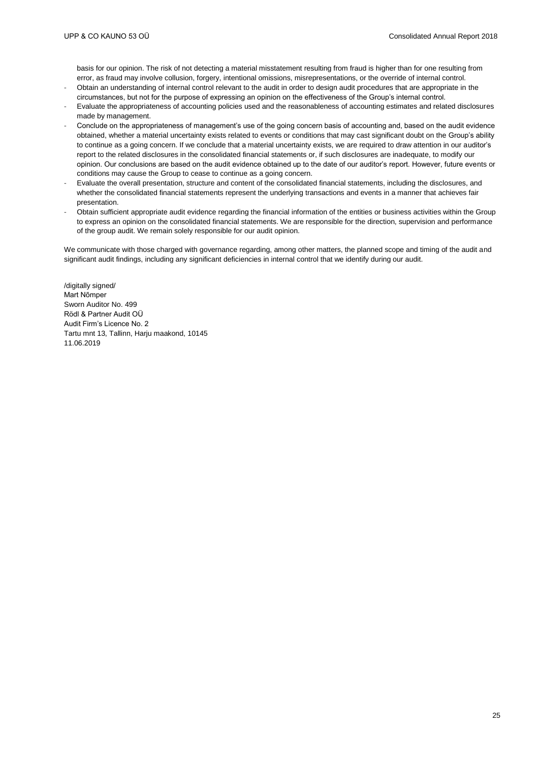basis for our opinion. The risk of not detecting a material misstatement resulting from fraud is higher than for one resulting from error, as fraud may involve collusion, forgery, intentional omissions, misrepresentations, or the override of internal control.

- Obtain an understanding of internal control relevant to the audit in order to design audit procedures that are appropriate in the circumstances, but not for the purpose of expressing an opinion on the effectiveness of the Group's internal control.
- Evaluate the appropriateness of accounting policies used and the reasonableness of accounting estimates and related disclosures made by management.
- Conclude on the appropriateness of management's use of the going concern basis of accounting and, based on the audit evidence obtained, whether a material uncertainty exists related to events or conditions that may cast significant doubt on the Group's ability to continue as a going concern. If we conclude that a material uncertainty exists, we are required to draw attention in our auditor's report to the related disclosures in the consolidated financial statements or, if such disclosures are inadequate, to modify our opinion. Our conclusions are based on the audit evidence obtained up to the date of our auditor's report. However, future events or conditions may cause the Group to cease to continue as a going concern.
- Evaluate the overall presentation, structure and content of the consolidated financial statements, including the disclosures, and whether the consolidated financial statements represent the underlying transactions and events in a manner that achieves fair presentation.
- Obtain sufficient appropriate audit evidence regarding the financial information of the entities or business activities within the Group to express an opinion on the consolidated financial statements. We are responsible for the direction, supervision and performance of the group audit. We remain solely responsible for our audit opinion.

We communicate with those charged with governance regarding, among other matters, the planned scope and timing of the audit and significant audit findings, including any significant deficiencies in internal control that we identify during our audit.

/digitally signed/
Mart Nõmper
Sworn Auditor No. 499
Rödl & Partner Audit OÜ
Audit Firm's Licence No. 2
Tartu mnt 13, Tallinn, Harju maakond, 10145
11.06.2019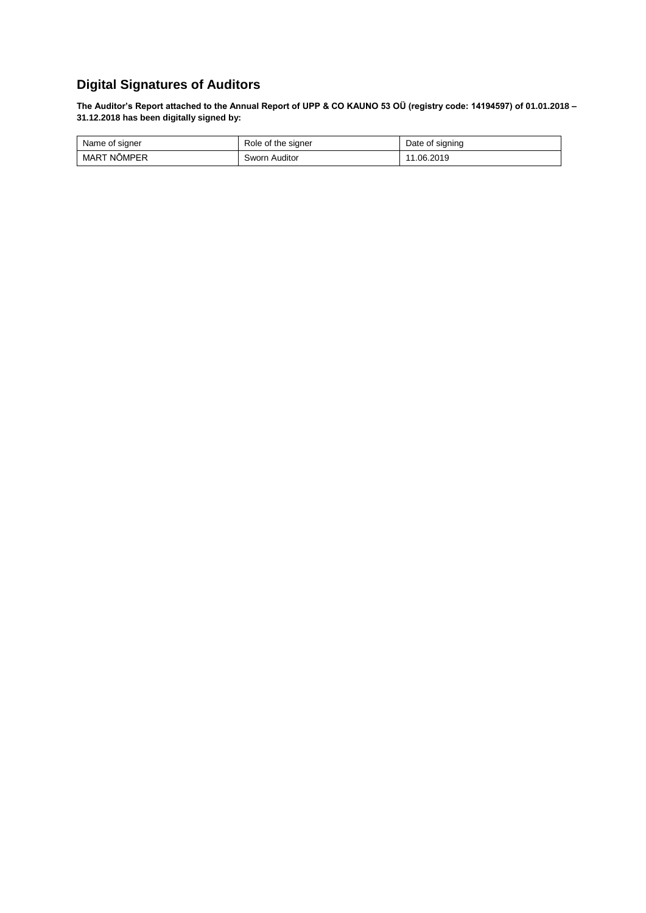## Digital Signatures of Auditors

**The Auditor's Report attached to the Annual Report of UPP & CO KAUNO 53 OÜ (registry code: 14194597) of 01.01.2018 – 31.12.2018 has been digitally signed by:**

| Name of signer | Role of the signer | Date of signing |
|---|---|---|
| MART NÕMPER | Sworn Auditor | 11.06.2019 |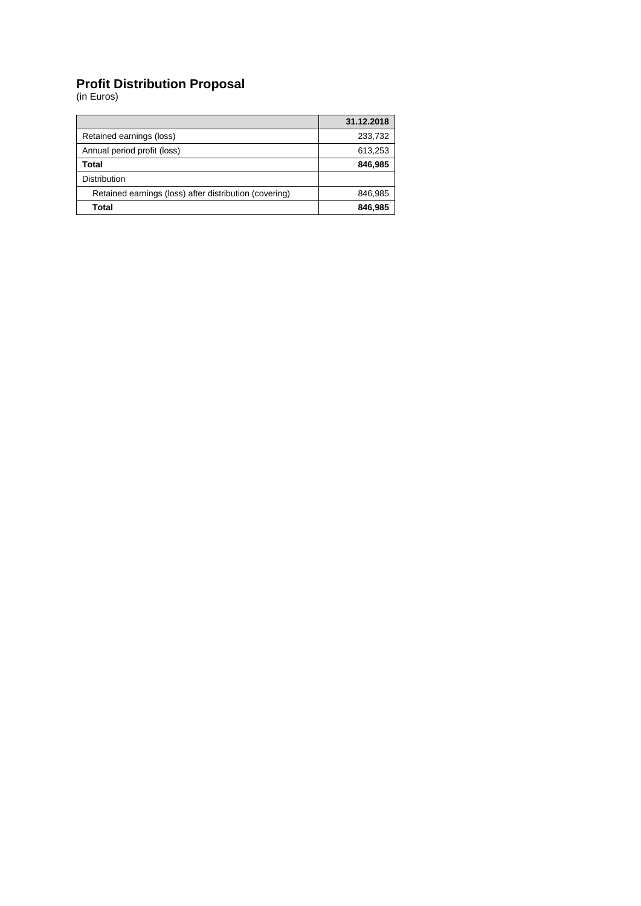# Profit Distribution Proposal

(in Euros)

| | 31.12.2018 |
|---|---|
| Retained earnings (loss) | 233,732 |
| Annual period profit (loss) | 613,253 |
| **Total** | **846,985** |
| Distribution | |
| Retained earnings (loss) after distribution (covering) | 846,985 |
| **Total** | **846,985** |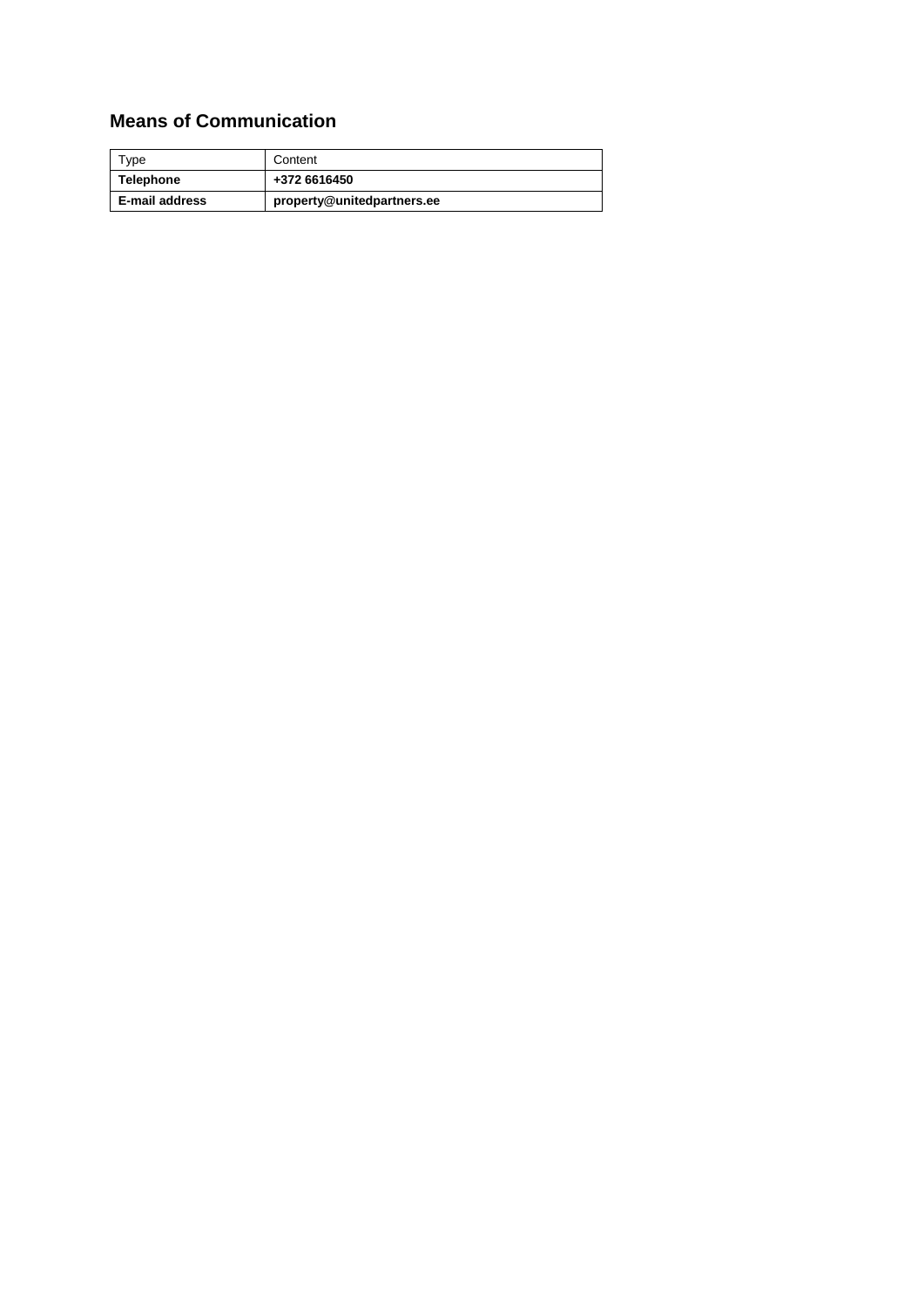## Means of Communication

| Type | Content |
|---|---|
| **Telephone** | **+372 6616450** |
| **E-mail address** | **property@unitedpartners.ee** |